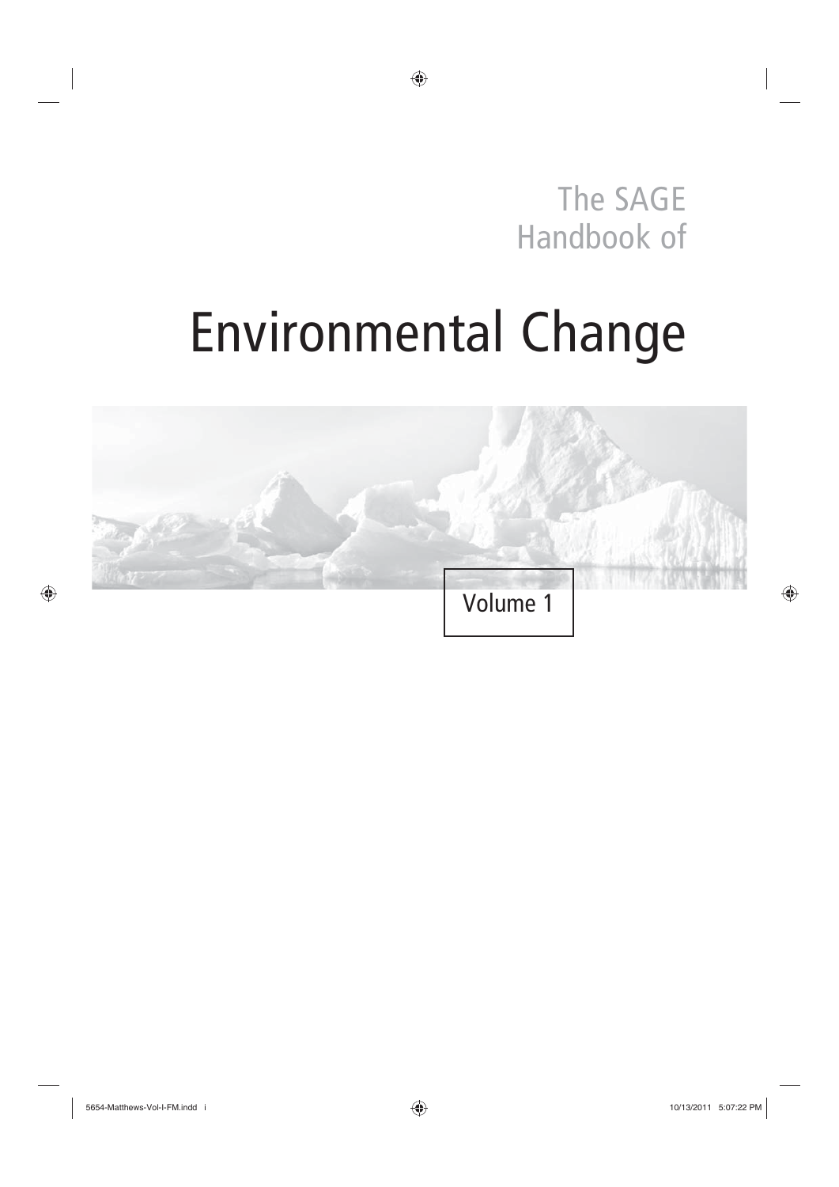The SAGE
Handbook of

# Environmental Change

Volume 1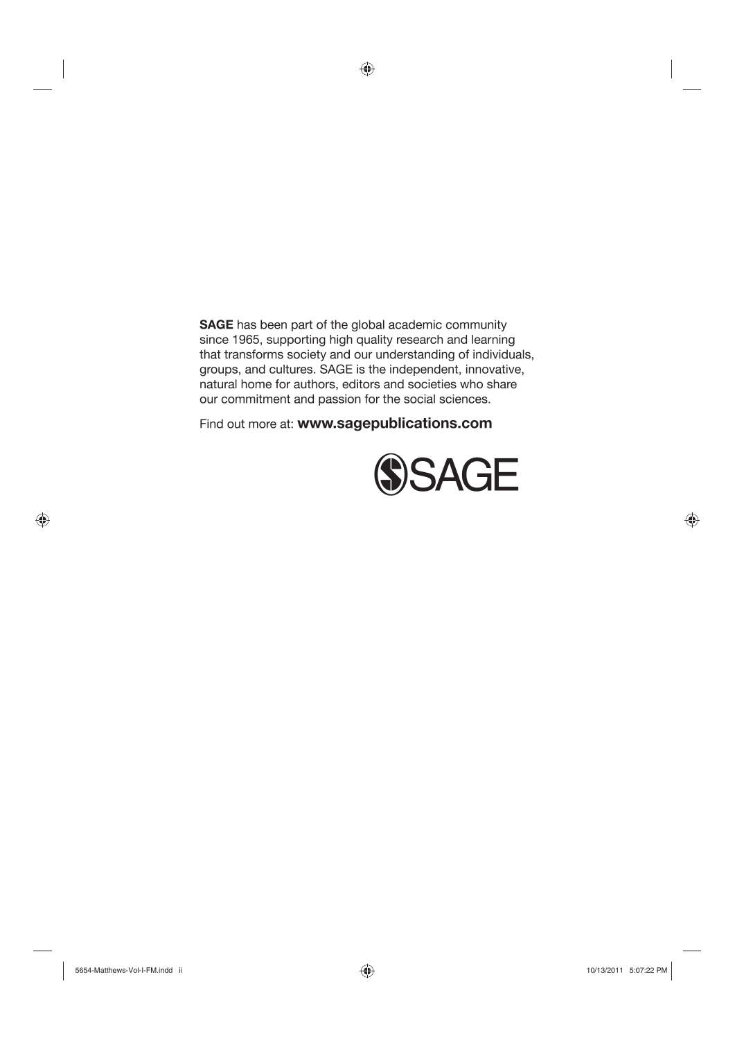**SAGE** has been part of the global academic community since 1965, supporting high quality research and learning that transforms society and our understanding of individuals, groups, and cultures. SAGE is the independent, innovative, natural home for authors, editors and societies who share our commitment and passion for the social sciences.

Find out more at: **www.sagepublications.com**

SAGE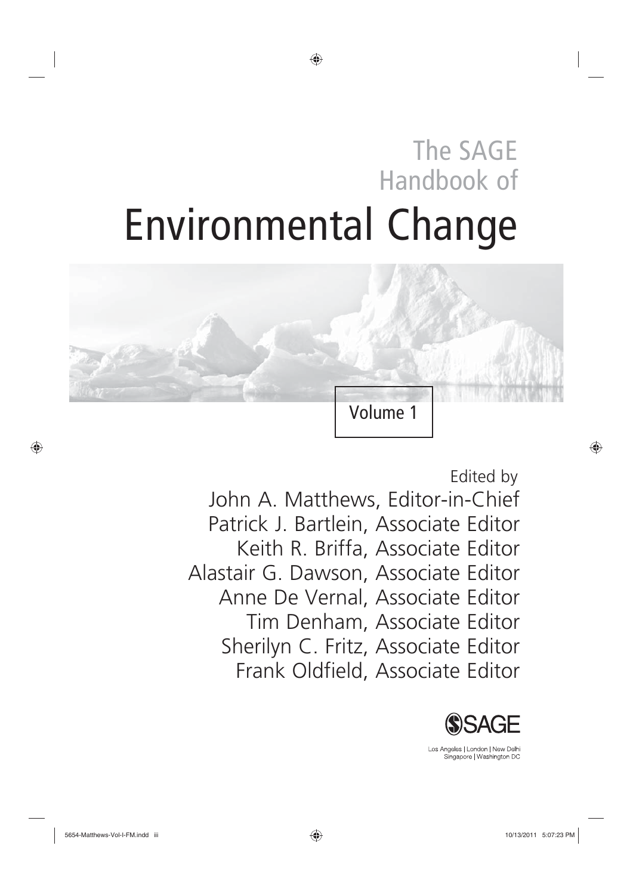# The SAGE Handbook of

# Environmental Change

Volume 1

Edited by

John A. Matthews, Editor-in-Chief
Patrick J. Bartlein, Associate Editor
Keith R. Briffa, Associate Editor
Alastair G. Dawson, Associate Editor
Anne De Vernal, Associate Editor
Tim Denham, Associate Editor
Sherilyn C. Fritz, Associate Editor
Frank Oldfield, Associate Editor

SAGE

Los Angeles | London | New Delhi
Singapore | Washington DC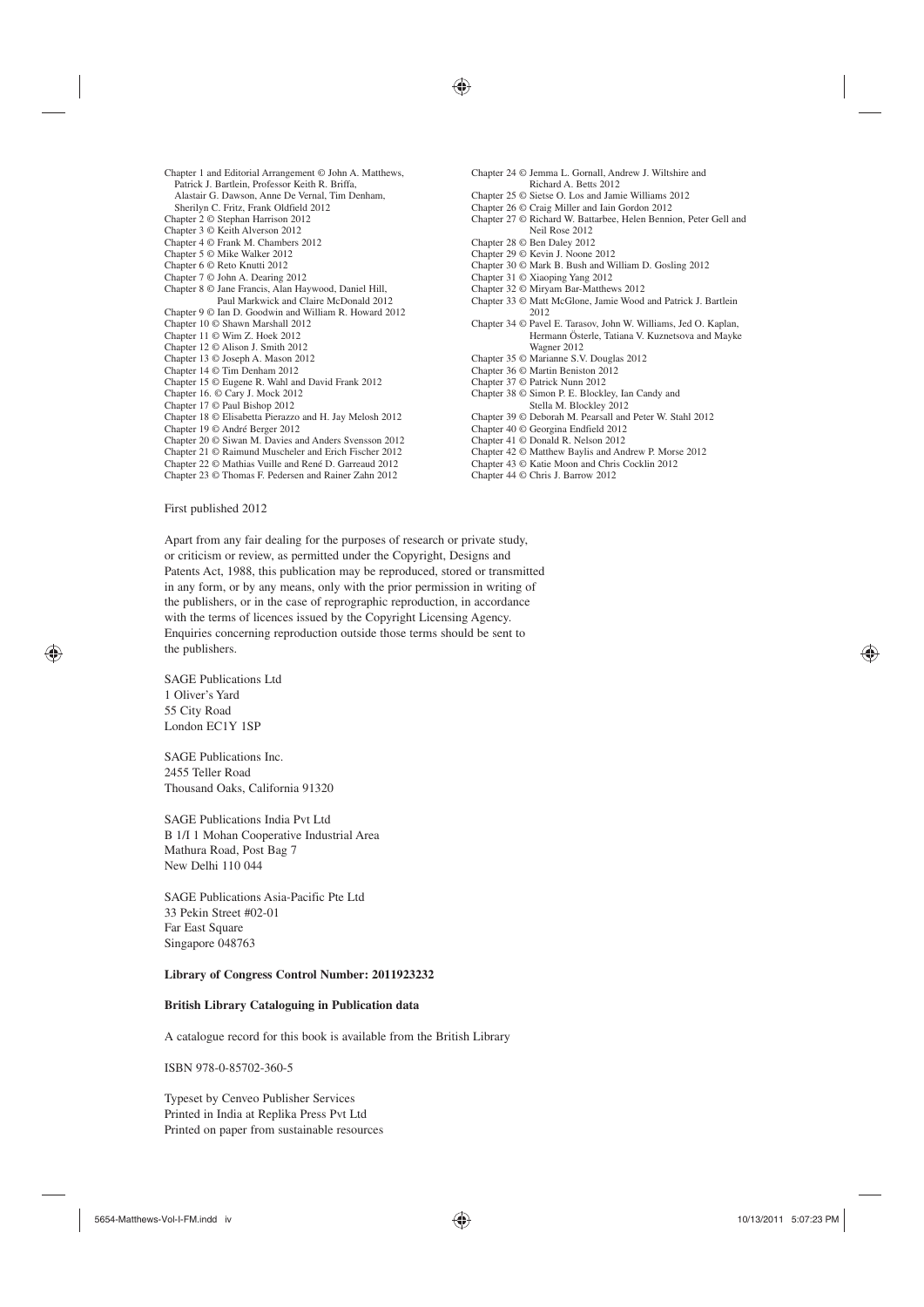Chapter 1 and Editorial Arrangement © John A. Matthews, Patrick J. Bartlein, Professor Keith R. Briffa, Alastair G. Dawson, Anne De Vernal, Tim Denham, Sherilyn C. Fritz, Frank Oldfield 2012
Chapter 2 © Stephan Harrison 2012
Chapter 3 © Keith Alverson 2012
Chapter 4 © Frank M. Chambers 2012
Chapter 5 © Mike Walker 2012
Chapter 6 © Reto Knutti 2012
Chapter 7 © John A. Dearing 2012
Chapter 8 © Jane Francis, Alan Haywood, Daniel Hill, Paul Markwick and Claire McDonald 2012
Chapter 9 © Ian D. Goodwin and William R. Howard 2012
Chapter 10 © Shawn Marshall 2012
Chapter 11 © Wim Z. Hoek 2012
Chapter 12 © Alison J. Smith 2012
Chapter 13 © Joseph A. Mason 2012
Chapter 14 © Tim Denham 2012
Chapter 15 © Eugene R. Wahl and David Frank 2012
Chapter 16. © Cary J. Mock 2012
Chapter 17 © Paul Bishop 2012
Chapter 18 © Elisabetta Pierazzo and H. Jay Melosh 2012
Chapter 19 © André Berger 2012
Chapter 20 © Siwan M. Davies and Anders Svensson 2012
Chapter 21 © Raimund Muscheler and Erich Fischer 2012
Chapter 22 © Mathias Vuille and René D. Garreaud 2012
Chapter 23 © Thomas F. Pedersen and Rainer Zahn 2012
Chapter 24 © Jemma L. Gornall, Andrew J. Wiltshire and Richard A. Betts 2012
Chapter 25 © Sietse O. Los and Jamie Williams 2012
Chapter 26 © Craig Miller and Iain Gordon 2012
Chapter 27 © Richard W. Battarbee, Helen Bennion, Peter Gell and Neil Rose 2012
Chapter 28 © Ben Daley 2012
Chapter 29 © Kevin J. Noone 2012
Chapter 30 © Mark B. Bush and William D. Gosling 2012
Chapter 31 © Xiaoping Yang 2012
Chapter 32 © Miryam Bar-Matthews 2012
Chapter 33 © Matt McGlone, Jamie Wood and Patrick J. Bartlein 2012
Chapter 34 © Pavel E. Tarasov, John W. Williams, Jed O. Kaplan, Hermann Österle, Tatiana V. Kuznetsova and Mayke Wagner 2012
Chapter 35 © Marianne S.V. Douglas 2012
Chapter 36 © Martin Beniston 2012
Chapter 37 © Patrick Nunn 2012
Chapter 38 © Simon P. E. Blockley, Ian Candy and Stella M. Blockley 2012
Chapter 39 © Deborah M. Pearsall and Peter W. Stahl 2012
Chapter 40 © Georgina Endfield 2012
Chapter 41 © Donald R. Nelson 2012
Chapter 42 © Matthew Baylis and Andrew P. Morse 2012
Chapter 43 © Katie Moon and Chris Cocklin 2012
Chapter 44 © Chris J. Barrow 2012

First published 2012

Apart from any fair dealing for the purposes of research or private study, or criticism or review, as permitted under the Copyright, Designs and Patents Act, 1988, this publication may be reproduced, stored or transmitted in any form, or by any means, only with the prior permission in writing of the publishers, or in the case of reprographic reproduction, in accordance with the terms of licences issued by the Copyright Licensing Agency. Enquiries concerning reproduction outside those terms should be sent to the publishers.

SAGE Publications Ltd
1 Oliver's Yard
55 City Road
London EC1Y 1SP

SAGE Publications Inc.
2455 Teller Road
Thousand Oaks, California 91320

SAGE Publications India Pvt Ltd
B 1/I 1 Mohan Cooperative Industrial Area
Mathura Road, Post Bag 7
New Delhi 110 044

SAGE Publications Asia-Pacific Pte Ltd
33 Pekin Street #02-01
Far East Square
Singapore 048763

**Library of Congress Control Number: 2011923232**

**British Library Cataloguing in Publication data**

A catalogue record for this book is available from the British Library

ISBN 978-0-85702-360-5

Typeset by Cenveo Publisher Services
Printed in India at Replika Press Pvt Ltd
Printed on paper from sustainable resources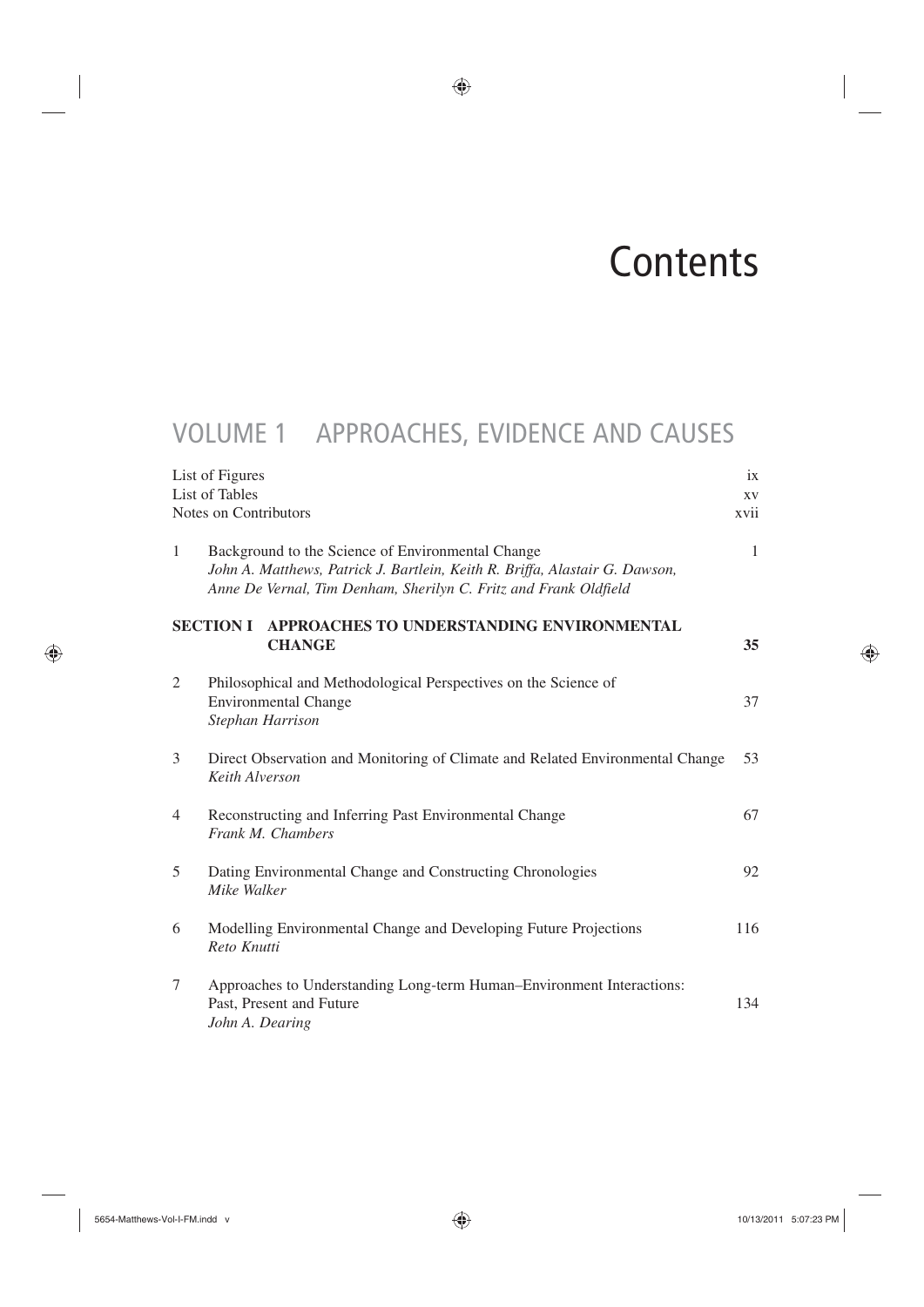# Contents

## VOLUME 1 APPROACHES, EVIDENCE AND CAUSES

| | | |
|---|---|---|
| | List of Figures | ix |
| | List of Tables | xv |
| | Notes on Contributors | xvii |
| 1 | Background to the Science of Environmental Change<br>*John A. Matthews, Patrick J. Bartlein, Keith R. Briffa, Alastair G. Dawson, Anne De Vernal, Tim Denham, Sherilyn C. Fritz and Frank Oldfield* | 1 |
| | **SECTION I APPROACHES TO UNDERSTANDING ENVIRONMENTAL CHANGE** | **35** |
| 2 | Philosophical and Methodological Perspectives on the Science of Environmental Change<br>*Stephan Harrison* | 37 |
| 3 | Direct Observation and Monitoring of Climate and Related Environmental Change<br>*Keith Alverson* | 53 |
| 4 | Reconstructing and Inferring Past Environmental Change<br>*Frank M. Chambers* | 67 |
| 5 | Dating Environmental Change and Constructing Chronologies<br>*Mike Walker* | 92 |
| 6 | Modelling Environmental Change and Developing Future Projections<br>*Reto Knutti* | 116 |
| 7 | Approaches to Understanding Long-term Human–Environment Interactions: Past, Present and Future<br>*John A. Dearing* | 134 |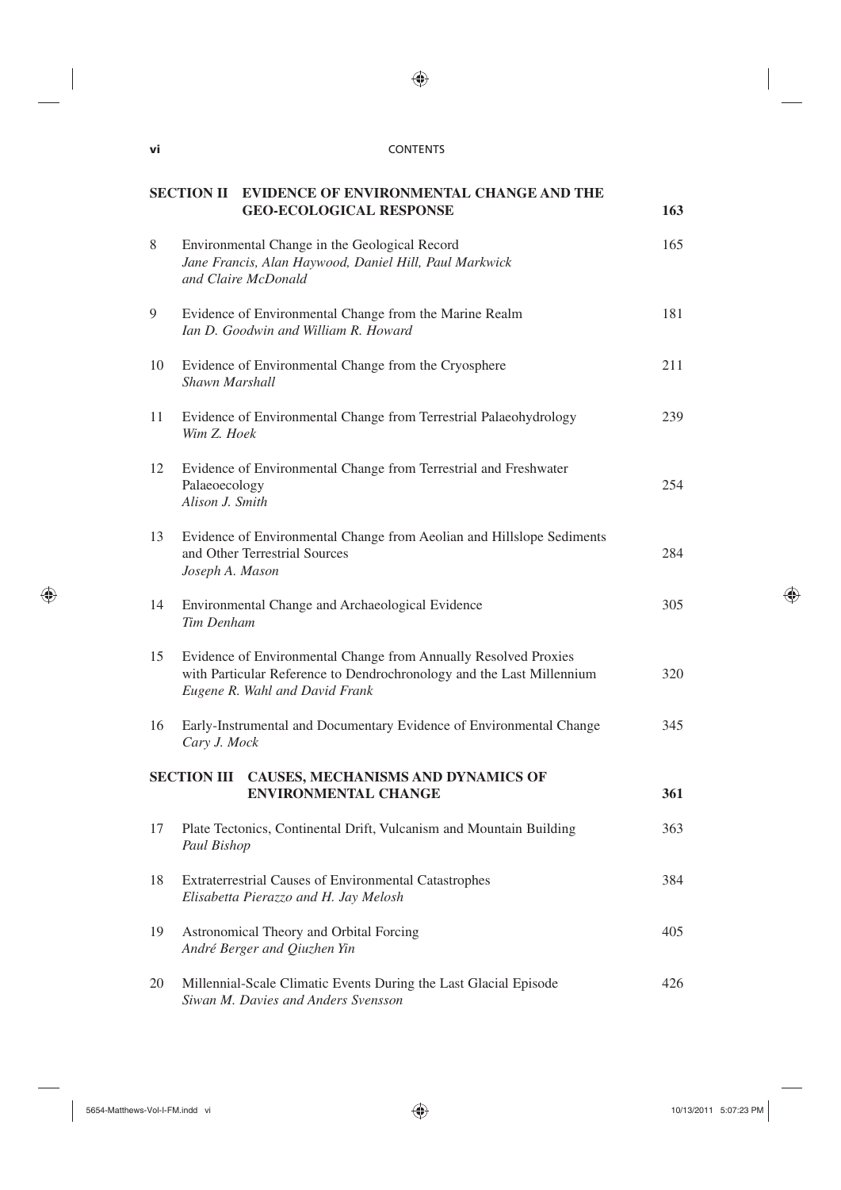## SECTION II EVIDENCE OF ENVIRONMENTAL CHANGE AND THE GEO-ECOLOGICAL RESPONSE — 163

8 Environmental Change in the Geological Record — 165
*Jane Francis, Alan Haywood, Daniel Hill, Paul Markwick and Claire McDonald*

9 Evidence of Environmental Change from the Marine Realm — 181
*Ian D. Goodwin and William R. Howard*

10 Evidence of Environmental Change from the Cryosphere — 211
*Shawn Marshall*

11 Evidence of Environmental Change from Terrestrial Palaeohydrology — 239
*Wim Z. Hoek*

12 Evidence of Environmental Change from Terrestrial and Freshwater Palaeoecology — 254
*Alison J. Smith*

13 Evidence of Environmental Change from Aeolian and Hillslope Sediments and Other Terrestrial Sources — 284
*Joseph A. Mason*

14 Environmental Change and Archaeological Evidence — 305
*Tim Denham*

15 Evidence of Environmental Change from Annually Resolved Proxies with Particular Reference to Dendrochronology and the Last Millennium — 320
*Eugene R. Wahl and David Frank*

16 Early-Instrumental and Documentary Evidence of Environmental Change — 345
*Cary J. Mock*

## SECTION III CAUSES, MECHANISMS AND DYNAMICS OF ENVIRONMENTAL CHANGE — 361

17 Plate Tectonics, Continental Drift, Vulcanism and Mountain Building — 363
*Paul Bishop*

18 Extraterrestrial Causes of Environmental Catastrophes — 384
*Elisabetta Pierazzo and H. Jay Melosh*

19 Astronomical Theory and Orbital Forcing — 405
*André Berger and Qiuzhen Yin*

20 Millennial-Scale Climatic Events During the Last Glacial Episode — 426
*Siwan M. Davies and Anders Svensson*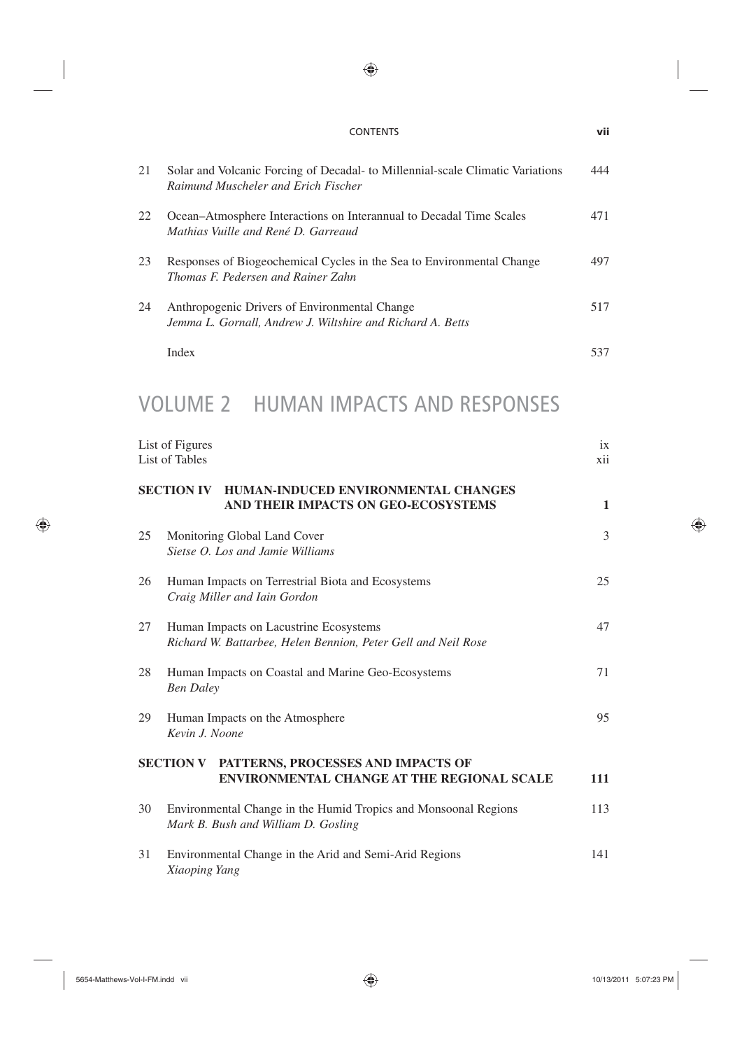| | | |
|---|---|---|
| 21 | Solar and Volcanic Forcing of Decadal- to Millennial-scale Climatic Variations<br>*Raimund Muscheler and Erich Fischer* | 444 |
| 22 | Ocean–Atmosphere Interactions on Interannual to Decadal Time Scales<br>*Mathias Vuille and René D. Garreaud* | 471 |
| 23 | Responses of Biogeochemical Cycles in the Sea to Environmental Change<br>*Thomas F. Pedersen and Rainer Zahn* | 497 |
| 24 | Anthropogenic Drivers of Environmental Change<br>*Jemma L. Gornall, Andrew J. Wiltshire and Richard A. Betts* | 517 |
| | Index | 537 |

# VOLUME 2 HUMAN IMPACTS AND RESPONSES

| | | |
|---|---|---|
| | List of Figures | ix |
| | List of Tables | xii |
| | **SECTION IV HUMAN-INDUCED ENVIRONMENTAL CHANGES AND THEIR IMPACTS ON GEO-ECOSYSTEMS** | **1** |
| 25 | Monitoring Global Land Cover<br>*Sietse O. Los and Jamie Williams* | 3 |
| 26 | Human Impacts on Terrestrial Biota and Ecosystems<br>*Craig Miller and Iain Gordon* | 25 |
| 27 | Human Impacts on Lacustrine Ecosystems<br>*Richard W. Battarbee, Helen Bennion, Peter Gell and Neil Rose* | 47 |
| 28 | Human Impacts on Coastal and Marine Geo-Ecosystems<br>*Ben Daley* | 71 |
| 29 | Human Impacts on the Atmosphere<br>*Kevin J. Noone* | 95 |
| | **SECTION V PATTERNS, PROCESSES AND IMPACTS OF ENVIRONMENTAL CHANGE AT THE REGIONAL SCALE** | **111** |
| 30 | Environmental Change in the Humid Tropics and Monsoonal Regions<br>*Mark B. Bush and William D. Gosling* | 113 |
| 31 | Environmental Change in the Arid and Semi-Arid Regions<br>*Xiaoping Yang* | 141 |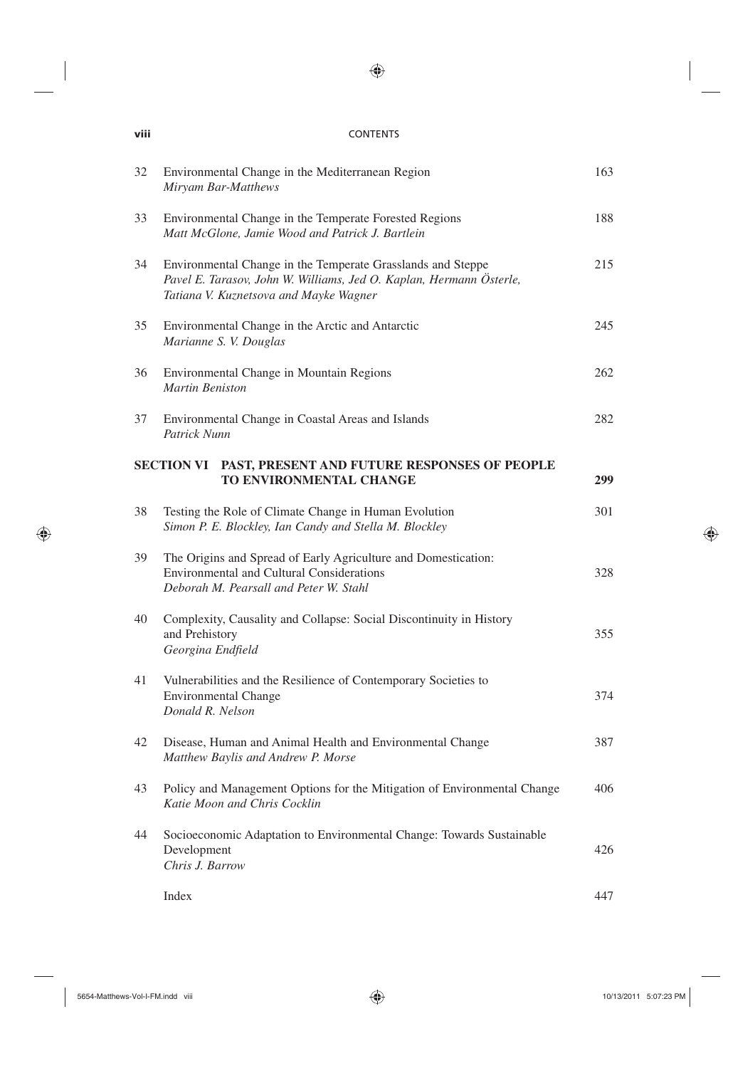| | | |
|---|---|---|
| 32 | Environmental Change in the Mediterranean Region<br>*Miryam Bar-Matthews* | 163 |
| 33 | Environmental Change in the Temperate Forested Regions<br>*Matt McGlone, Jamie Wood and Patrick J. Bartlein* | 188 |
| 34 | Environmental Change in the Temperate Grasslands and Steppe<br>*Pavel E. Tarasov, John W. Williams, Jed O. Kaplan, Hermann Österle, Tatiana V. Kuznetsova and Mayke Wagner* | 215 |
| 35 | Environmental Change in the Arctic and Antarctic<br>*Marianne S. V. Douglas* | 245 |
| 36 | Environmental Change in Mountain Regions<br>*Martin Beniston* | 262 |
| 37 | Environmental Change in Coastal Areas and Islands<br>*Patrick Nunn* | 282 |
| | **SECTION VI PAST, PRESENT AND FUTURE RESPONSES OF PEOPLE TO ENVIRONMENTAL CHANGE** | **299** |
| 38 | Testing the Role of Climate Change in Human Evolution<br>*Simon P. E. Blockley, Ian Candy and Stella M. Blockley* | 301 |
| 39 | The Origins and Spread of Early Agriculture and Domestication: Environmental and Cultural Considerations<br>*Deborah M. Pearsall and Peter W. Stahl* | 328 |
| 40 | Complexity, Causality and Collapse: Social Discontinuity in History and Prehistory<br>*Georgina Endfield* | 355 |
| 41 | Vulnerabilities and the Resilience of Contemporary Societies to Environmental Change<br>*Donald R. Nelson* | 374 |
| 42 | Disease, Human and Animal Health and Environmental Change<br>*Matthew Baylis and Andrew P. Morse* | 387 |
| 43 | Policy and Management Options for the Mitigation of Environmental Change<br>*Katie Moon and Chris Cocklin* | 406 |
| 44 | Socioeconomic Adaptation to Environmental Change: Towards Sustainable Development<br>*Chris J. Barrow* | 426 |
| | Index | 447 |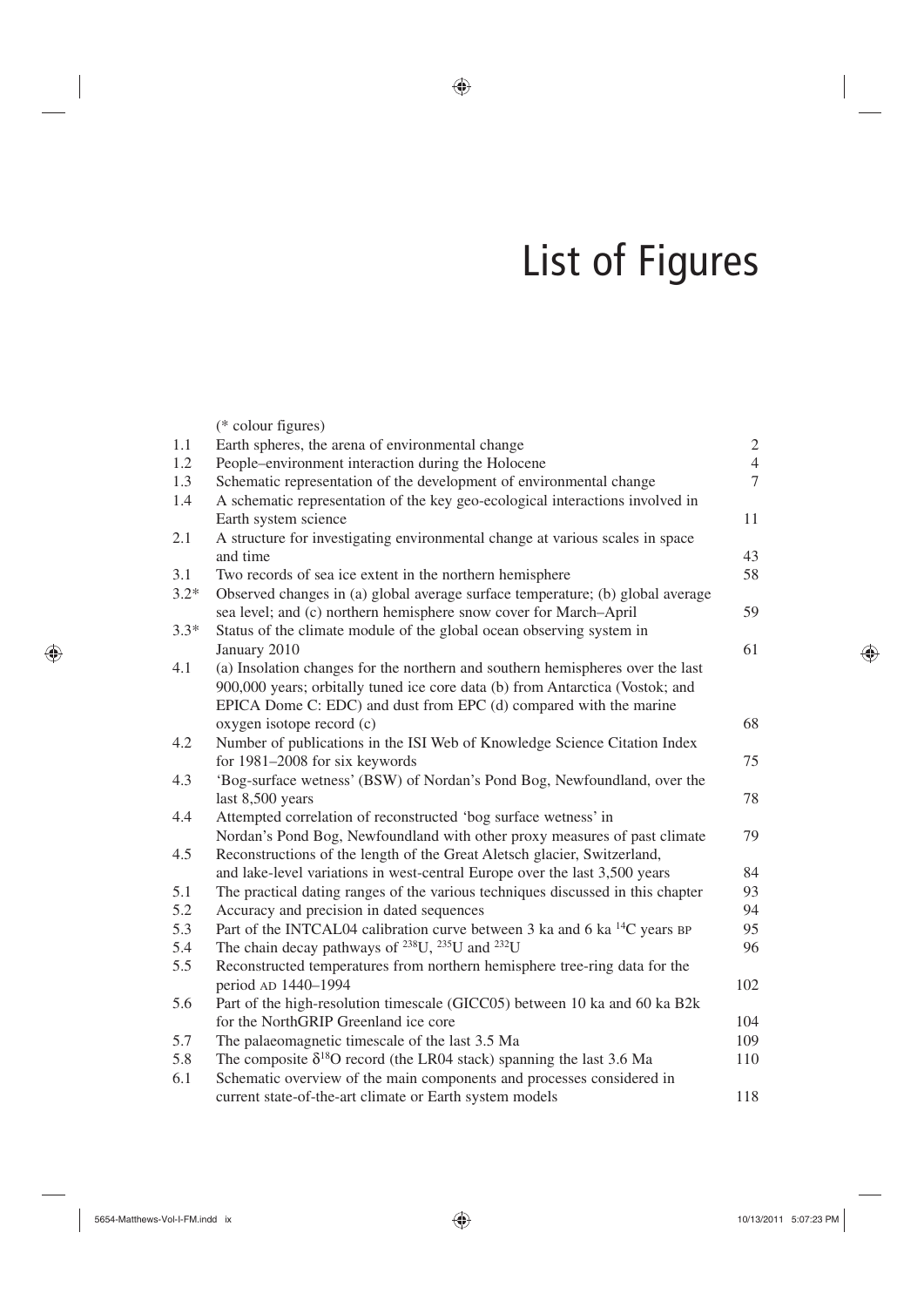# List of Figures

(* colour figures)

| | | |
|---|---|---|
| 1.1 | Earth spheres, the arena of environmental change | 2 |
| 1.2 | People–environment interaction during the Holocene | 4 |
| 1.3 | Schematic representation of the development of environmental change | 7 |
| 1.4 | A schematic representation of the key geo-ecological interactions involved in Earth system science | 11 |
| 2.1 | A structure for investigating environmental change at various scales in space and time | 43 |
| 3.1 | Two records of sea ice extent in the northern hemisphere | 58 |
| 3.2* | Observed changes in (a) global average surface temperature; (b) global average sea level; and (c) northern hemisphere snow cover for March–April | 59 |
| 3.3* | Status of the climate module of the global ocean observing system in January 2010 | 61 |
| 4.1 | (a) Insolation changes for the northern and southern hemispheres over the last 900,000 years; orbitally tuned ice core data (b) from Antarctica (Vostok; and EPICA Dome C: EDC) and dust from EPC (d) compared with the marine oxygen isotope record (c) | 68 |
| 4.2 | Number of publications in the ISI Web of Knowledge Science Citation Index for 1981–2008 for six keywords | 75 |
| 4.3 | 'Bog-surface wetness' (BSW) of Nordan's Pond Bog, Newfoundland, over the last 8,500 years | 78 |
| 4.4 | Attempted correlation of reconstructed 'bog surface wetness' in Nordan's Pond Bog, Newfoundland with other proxy measures of past climate | 79 |
| 4.5 | Reconstructions of the length of the Great Aletsch glacier, Switzerland, and lake-level variations in west-central Europe over the last 3,500 years | 84 |
| 5.1 | The practical dating ranges of the various techniques discussed in this chapter | 93 |
| 5.2 | Accuracy and precision in dated sequences | 94 |
| 5.3 | Part of the INTCAL04 calibration curve between 3 ka and 6 ka $^{14}C$ years BP | 95 |
| 5.4 | The chain decay pathways of $^{238}U$, $^{235}U$ and $^{232}U$ | 96 |
| 5.5 | Reconstructed temperatures from northern hemisphere tree-ring data for the period AD 1440–1994 | 102 |
| 5.6 | Part of the high-resolution timescale (GICC05) between 10 ka and 60 ka B2k for the NorthGRIP Greenland ice core | 104 |
| 5.7 | The palaeomagnetic timescale of the last 3.5 Ma | 109 |
| 5.8 | The composite $\delta^{18}O$ record (the LR04 stack) spanning the last 3.6 Ma | 110 |
| 6.1 | Schematic overview of the main components and processes considered in current state-of-the-art climate or Earth system models | 118 |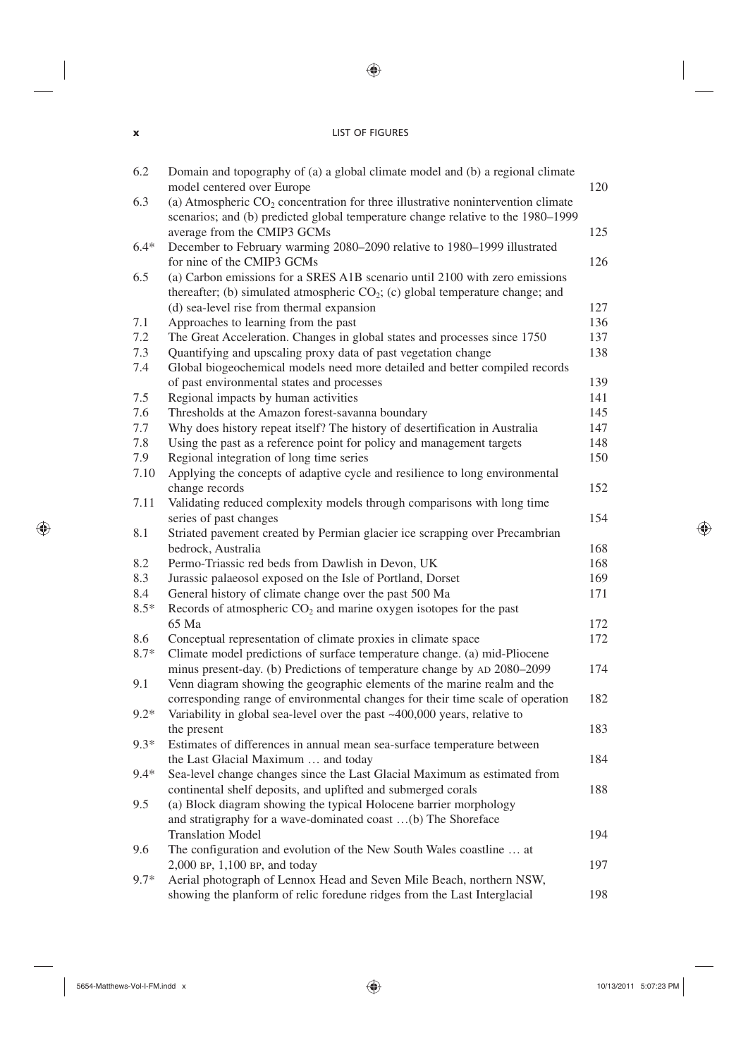| | | |
|---|---|---|
| 6.2 | Domain and topography of (a) a global climate model and (b) a regional climate model centered over Europe | 120 |
| 6.3 | (a) Atmospheric $CO_2$ concentration for three illustrative nonintervention climate scenarios; and (b) predicted global temperature change relative to the 1980–1999 average from the CMIP3 GCMs | 125 |
| 6.4* | December to February warming 2080–2090 relative to 1980–1999 illustrated for nine of the CMIP3 GCMs | 126 |
| 6.5 | (a) Carbon emissions for a SRES A1B scenario until 2100 with zero emissions thereafter; (b) simulated atmospheric $CO_2$; (c) global temperature change; and (d) sea-level rise from thermal expansion | 127 |
| 7.1 | Approaches to learning from the past | 136 |
| 7.2 | The Great Acceleration. Changes in global states and processes since 1750 | 137 |
| 7.3 | Quantifying and upscaling proxy data of past vegetation change | 138 |
| 7.4 | Global biogeochemical models need more detailed and better compiled records of past environmental states and processes | 139 |
| 7.5 | Regional impacts by human activities | 141 |
| 7.6 | Thresholds at the Amazon forest-savanna boundary | 145 |
| 7.7 | Why does history repeat itself? The history of desertification in Australia | 147 |
| 7.8 | Using the past as a reference point for policy and management targets | 148 |
| 7.9 | Regional integration of long time series | 150 |
| 7.10 | Applying the concepts of adaptive cycle and resilience to long environmental change records | 152 |
| 7.11 | Validating reduced complexity models through comparisons with long time series of past changes | 154 |
| 8.1 | Striated pavement created by Permian glacier ice scrapping over Precambrian bedrock, Australia | 168 |
| 8.2 | Permo-Triassic red beds from Dawlish in Devon, UK | 168 |
| 8.3 | Jurassic palaeosol exposed on the Isle of Portland, Dorset | 169 |
| 8.4 | General history of climate change over the past 500 Ma | 171 |
| 8.5* | Records of atmospheric $CO_2$ and marine oxygen isotopes for the past 65 Ma | 172 |
| 8.6 | Conceptual representation of climate proxies in climate space | 172 |
| 8.7* | Climate model predictions of surface temperature change. (a) mid-Pliocene minus present-day. (b) Predictions of temperature change by AD 2080–2099 | 174 |
| 9.1 | Venn diagram showing the geographic elements of the marine realm and the corresponding range of environmental changes for their time scale of operation | 182 |
| 9.2* | Variability in global sea-level over the past ~400,000 years, relative to the present | 183 |
| 9.3* | Estimates of differences in annual mean sea-surface temperature between the Last Glacial Maximum … and today | 184 |
| 9.4* | Sea-level change changes since the Last Glacial Maximum as estimated from continental shelf deposits, and uplifted and submerged corals | 188 |
| 9.5 | (a) Block diagram showing the typical Holocene barrier morphology and stratigraphy for a wave-dominated coast …(b) The Shoreface Translation Model | 194 |
| 9.6 | The configuration and evolution of the New South Wales coastline … at 2,000 BP, 1,100 BP, and today | 197 |
| 9.7* | Aerial photograph of Lennox Head and Seven Mile Beach, northern NSW, showing the planform of relic foredune ridges from the Last Interglacial | 198 |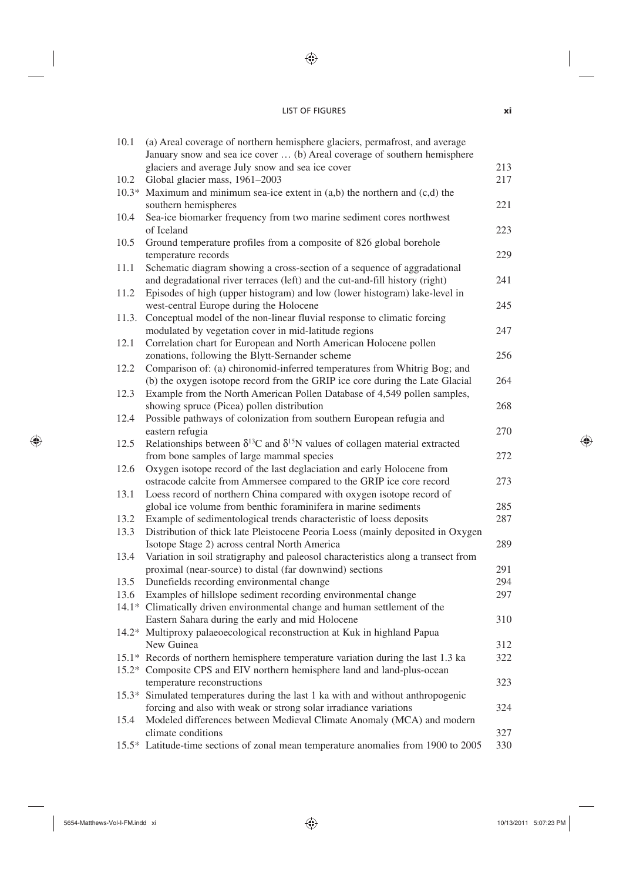| | | |
|---|---|---|
| 10.1 | (a) Areal coverage of northern hemisphere glaciers, permafrost, and average January snow and sea ice cover … (b) Areal coverage of southern hemisphere glaciers and average July snow and sea ice cover | 213 |
| 10.2 | Global glacier mass, 1961–2003 | 217 |
| 10.3* | Maximum and minimum sea-ice extent in (a,b) the northern and (c,d) the southern hemispheres | 221 |
| 10.4 | Sea-ice biomarker frequency from two marine sediment cores northwest of Iceland | 223 |
| 10.5 | Ground temperature profiles from a composite of 826 global borehole temperature records | 229 |
| 11.1 | Schematic diagram showing a cross-section of a sequence of aggradational and degradational river terraces (left) and the cut-and-fill history (right) | 241 |
| 11.2 | Episodes of high (upper histogram) and low (lower histogram) lake-level in west-central Europe during the Holocene | 245 |
| 11.3. | Conceptual model of the non-linear fluvial response to climatic forcing modulated by vegetation cover in mid-latitude regions | 247 |
| 12.1 | Correlation chart for European and North American Holocene pollen zonations, following the Blytt-Sernander scheme | 256 |
| 12.2 | Comparison of: (a) chironomid-inferred temperatures from Whitrig Bog; and (b) the oxygen isotope record from the GRIP ice core during the Late Glacial | 264 |
| 12.3 | Example from the North American Pollen Database of 4,549 pollen samples, showing spruce (Picea) pollen distribution | 268 |
| 12.4 | Possible pathways of colonization from southern European refugia and eastern refugia | 270 |
| 12.5 | Relationships between $\delta^{13}C$ and $\delta^{15}N$ values of collagen material extracted from bone samples of large mammal species | 272 |
| 12.6 | Oxygen isotope record of the last deglaciation and early Holocene from ostracode calcite from Ammersee compared to the GRIP ice core record | 273 |
| 13.1 | Loess record of northern China compared with oxygen isotope record of global ice volume from benthic foraminifera in marine sediments | 285 |
| 13.2 | Example of sedimentological trends characteristic of loess deposits | 287 |
| 13.3 | Distribution of thick late Pleistocene Peoria Loess (mainly deposited in Oxygen Isotope Stage 2) across central North America | 289 |
| 13.4 | Variation in soil stratigraphy and paleosol characteristics along a transect from proximal (near-source) to distal (far downwind) sections | 291 |
| 13.5 | Dunefields recording environmental change | 294 |
| 13.6 | Examples of hillslope sediment recording environmental change | 297 |
| 14.1* | Climatically driven environmental change and human settlement of the Eastern Sahara during the early and mid Holocene | 310 |
| 14.2* | Multiproxy palaeoecological reconstruction at Kuk in highland Papua New Guinea | 312 |
| 15.1* | Records of northern hemisphere temperature variation during the last 1.3 ka | 322 |
| 15.2* | Composite CPS and EIV northern hemisphere land and land-plus-ocean temperature reconstructions | 323 |
| 15.3* | Simulated temperatures during the last 1 ka with and without anthropogenic forcing and also with weak or strong solar irradiance variations | 324 |
| 15.4 | Modeled differences between Medieval Climate Anomaly (MCA) and modern climate conditions | 327 |
| 15.5* | Latitude-time sections of zonal mean temperature anomalies from 1900 to 2005 | 330 |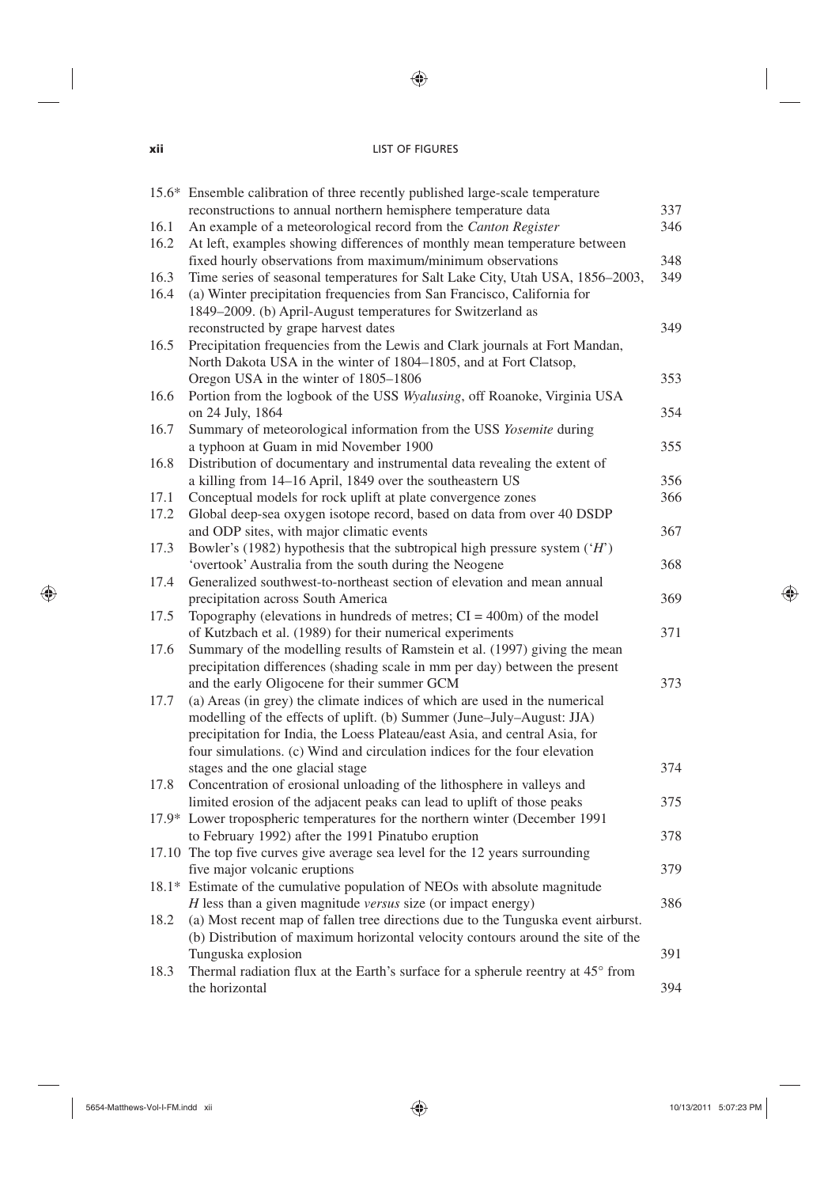| | | |
|---|---|---|
| 15.6* | Ensemble calibration of three recently published large-scale temperature reconstructions to annual northern hemisphere temperature data | 337 |
| 16.1 | An example of a meteorological record from the *Canton Register* | 346 |
| 16.2 | At left, examples showing differences of monthly mean temperature between fixed hourly observations from maximum/minimum observations | 348 |
| 16.3 | Time series of seasonal temperatures for Salt Lake City, Utah USA, 1856–2003, | 349 |
| 16.4 | (a) Winter precipitation frequencies from San Francisco, California for 1849–2009. (b) April-August temperatures for Switzerland as reconstructed by grape harvest dates | 349 |
| 16.5 | Precipitation frequencies from the Lewis and Clark journals at Fort Mandan, North Dakota USA in the winter of 1804–1805, and at Fort Clatsop, Oregon USA in the winter of 1805–1806 | 353 |
| 16.6 | Portion from the logbook of the USS *Wyalusing*, off Roanoke, Virginia USA on 24 July, 1864 | 354 |
| 16.7 | Summary of meteorological information from the USS *Yosemite* during a typhoon at Guam in mid November 1900 | 355 |
| 16.8 | Distribution of documentary and instrumental data revealing the extent of a killing from 14–16 April, 1849 over the southeastern US | 356 |
| 17.1 | Conceptual models for rock uplift at plate convergence zones | 366 |
| 17.2 | Global deep-sea oxygen isotope record, based on data from over 40 DSDP and ODP sites, with major climatic events | 367 |
| 17.3 | Bowler's (1982) hypothesis that the subtropical high pressure system ('*H*') 'overtook' Australia from the south during the Neogene | 368 |
| 17.4 | Generalized southwest-to-northeast section of elevation and mean annual precipitation across South America | 369 |
| 17.5 | Topography (elevations in hundreds of metres; CI = 400m) of the model of Kutzbach et al. (1989) for their numerical experiments | 371 |
| 17.6 | Summary of the modelling results of Ramstein et al. (1997) giving the mean precipitation differences (shading scale in mm per day) between the present and the early Oligocene for their summer GCM | 373 |
| 17.7 | (a) Areas (in grey) the climate indices of which are used in the numerical modelling of the effects of uplift. (b) Summer (June–July–August: JJA) precipitation for India, the Loess Plateau/east Asia, and central Asia, for four simulations. (c) Wind and circulation indices for the four elevation stages and the one glacial stage | 374 |
| 17.8 | Concentration of erosional unloading of the lithosphere in valleys and limited erosion of the adjacent peaks can lead to uplift of those peaks | 375 |
| 17.9* | Lower tropospheric temperatures for the northern winter (December 1991 to February 1992) after the 1991 Pinatubo eruption | 378 |
| 17.10 | The top five curves give average sea level for the 12 years surrounding five major volcanic eruptions | 379 |
| 18.1* | Estimate of the cumulative population of NEOs with absolute magnitude *H* less than a given magnitude *versus* size (or impact energy) | 386 |
| 18.2 | (a) Most recent map of fallen tree directions due to the Tunguska event airburst. (b) Distribution of maximum horizontal velocity contours around the site of the Tunguska explosion | 391 |
| 18.3 | Thermal radiation flux at the Earth's surface for a spherule reentry at 45° from the horizontal | 394 |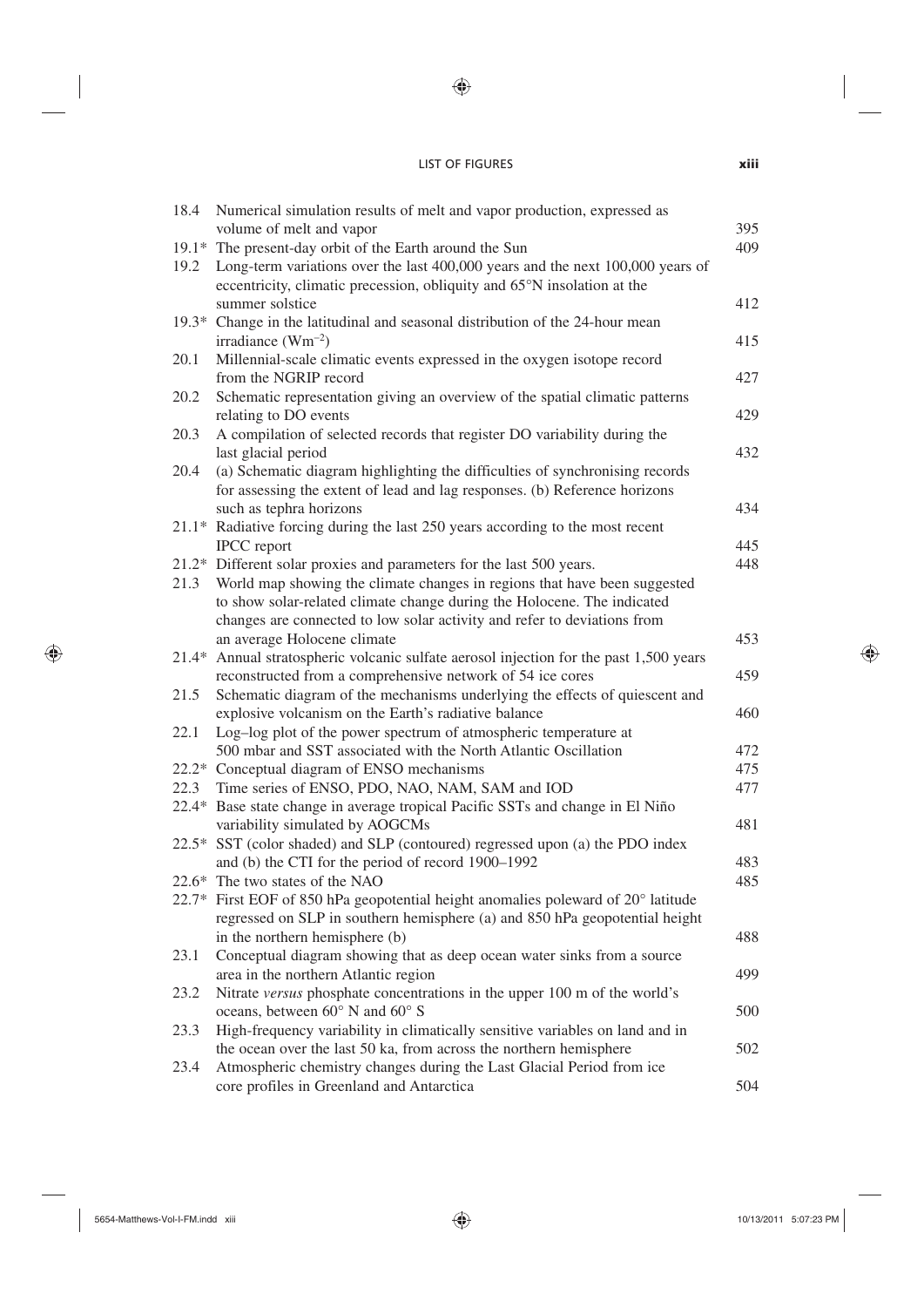| | | |
|---|---|---|
| 18.4 | Numerical simulation results of melt and vapor production, expressed as volume of melt and vapor | 395 |
| 19.1* | The present-day orbit of the Earth around the Sun | 409 |
| 19.2 | Long-term variations over the last 400,000 years and the next 100,000 years of eccentricity, climatic precession, obliquity and 65°N insolation at the summer solstice | 412 |
| 19.3* | Change in the latitudinal and seasonal distribution of the 24-hour mean irradiance ($Wm^{-2}$) | 415 |
| 20.1 | Millennial-scale climatic events expressed in the oxygen isotope record from the NGRIP record | 427 |
| 20.2 | Schematic representation giving an overview of the spatial climatic patterns relating to DO events | 429 |
| 20.3 | A compilation of selected records that register DO variability during the last glacial period | 432 |
| 20.4 | (a) Schematic diagram highlighting the difficulties of synchronising records for assessing the extent of lead and lag responses. (b) Reference horizons such as tephra horizons | 434 |
| 21.1* | Radiative forcing during the last 250 years according to the most recent IPCC report | 445 |
| 21.2* | Different solar proxies and parameters for the last 500 years. | 448 |
| 21.3 | World map showing the climate changes in regions that have been suggested to show solar-related climate change during the Holocene. The indicated changes are connected to low solar activity and refer to deviations from an average Holocene climate | 453 |
| 21.4* | Annual stratospheric volcanic sulfate aerosol injection for the past 1,500 years reconstructed from a comprehensive network of 54 ice cores | 459 |
| 21.5 | Schematic diagram of the mechanisms underlying the effects of quiescent and explosive volcanism on the Earth's radiative balance | 460 |
| 22.1 | Log–log plot of the power spectrum of atmospheric temperature at 500 mbar and SST associated with the North Atlantic Oscillation | 472 |
| 22.2* | Conceptual diagram of ENSO mechanisms | 475 |
| 22.3 | Time series of ENSO, PDO, NAO, NAM, SAM and IOD | 477 |
| 22.4* | Base state change in average tropical Pacific SSTs and change in El Niño variability simulated by AOGCMs | 481 |
| 22.5* | SST (color shaded) and SLP (contoured) regressed upon (a) the PDO index and (b) the CTI for the period of record 1900–1992 | 483 |
| 22.6* | The two states of the NAO | 485 |
| 22.7* | First EOF of 850 hPa geopotential height anomalies poleward of 20° latitude regressed on SLP in southern hemisphere (a) and 850 hPa geopotential height in the northern hemisphere (b) | 488 |
| 23.1 | Conceptual diagram showing that as deep ocean water sinks from a source area in the northern Atlantic region | 499 |
| 23.2 | Nitrate *versus* phosphate concentrations in the upper 100 m of the world's oceans, between 60° N and 60° S | 500 |
| 23.3 | High-frequency variability in climatically sensitive variables on land and in the ocean over the last 50 ka, from across the northern hemisphere | 502 |
| 23.4 | Atmospheric chemistry changes during the Last Glacial Period from ice core profiles in Greenland and Antarctica | 504 |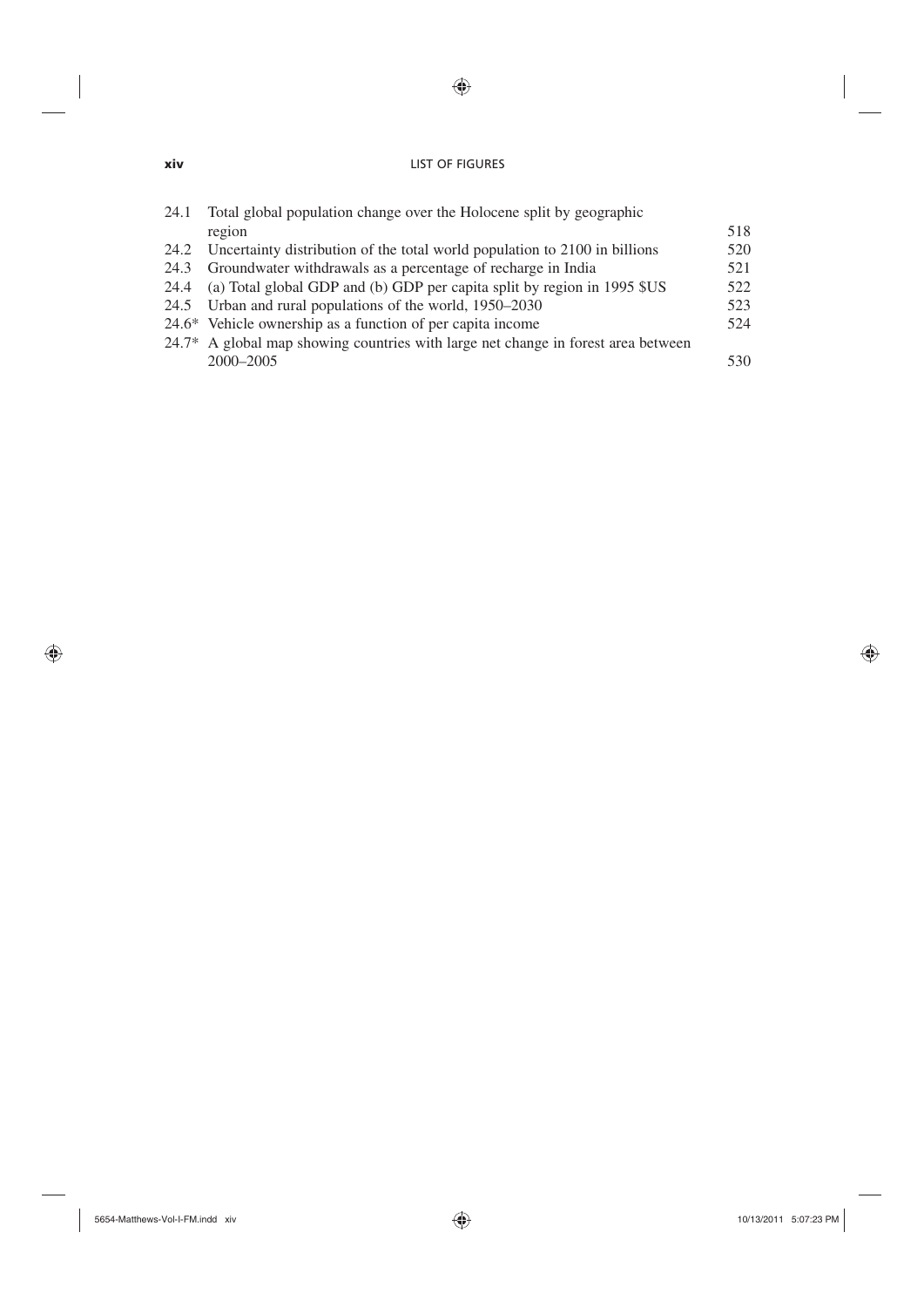| | | |
|---|---|---|
| 24.1 | Total global population change over the Holocene split by geographic region | 518 |
| 24.2 | Uncertainty distribution of the total world population to 2100 in billions | 520 |
| 24.3 | Groundwater withdrawals as a percentage of recharge in India | 521 |
| 24.4 | (a) Total global GDP and (b) GDP per capita split by region in 1995 $US | 522 |
| 24.5 | Urban and rural populations of the world, 1950–2030 | 523 |
| 24.6* | Vehicle ownership as a function of per capita income | 524 |
| 24.7* | A global map showing countries with large net change in forest area between 2000–2005 | 530 |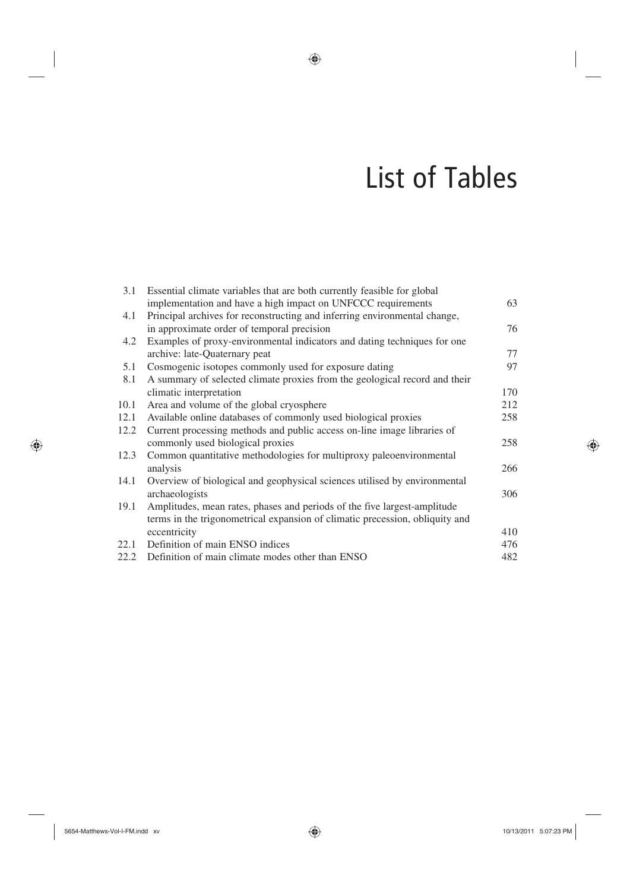# List of Tables

| | | |
|---|---|---|
| 3.1 | Essential climate variables that are both currently feasible for global implementation and have a high impact on UNFCCC requirements | 63 |
| 4.1 | Principal archives for reconstructing and inferring environmental change, in approximate order of temporal precision | 76 |
| 4.2 | Examples of proxy-environmental indicators and dating techniques for one archive: late-Quaternary peat | 77 |
| 5.1 | Cosmogenic isotopes commonly used for exposure dating | 97 |
| 8.1 | A summary of selected climate proxies from the geological record and their climatic interpretation | 170 |
| 10.1 | Area and volume of the global cryosphere | 212 |
| 12.1 | Available online databases of commonly used biological proxies | 258 |
| 12.2 | Current processing methods and public access on-line image libraries of commonly used biological proxies | 258 |
| 12.3 | Common quantitative methodologies for multiproxy paleoenvironmental analysis | 266 |
| 14.1 | Overview of biological and geophysical sciences utilised by environmental archaeologists | 306 |
| 19.1 | Amplitudes, mean rates, phases and periods of the five largest-amplitude terms in the trigonometrical expansion of climatic precession, obliquity and eccentricity | 410 |
| 22.1 | Definition of main ENSO indices | 476 |
| 22.2 | Definition of main climate modes other than ENSO | 482 |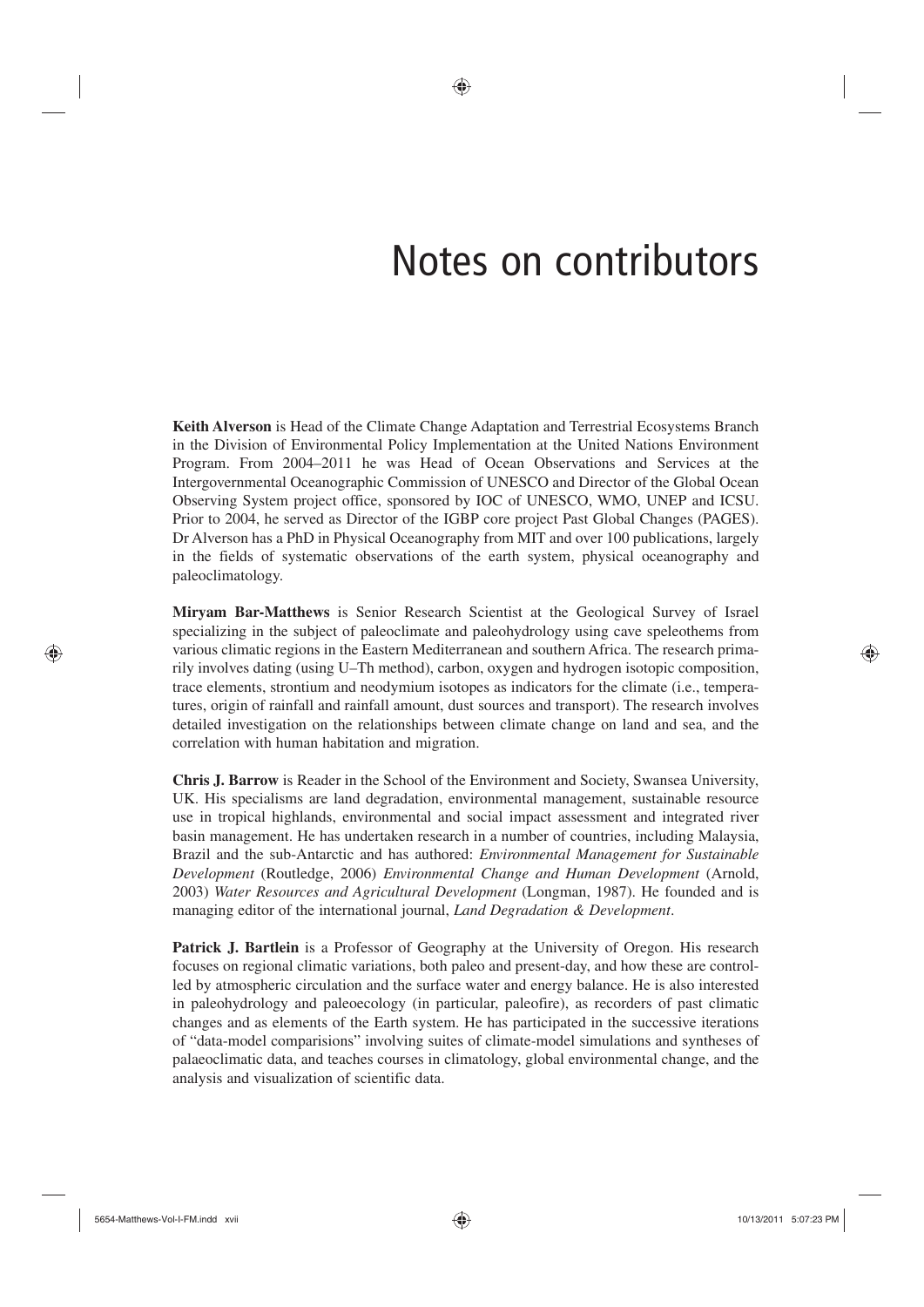# Notes on contributors

**Keith Alverson** is Head of the Climate Change Adaptation and Terrestrial Ecosystems Branch in the Division of Environmental Policy Implementation at the United Nations Environment Program. From 2004–2011 he was Head of Ocean Observations and Services at the Intergovernmental Oceanographic Commission of UNESCO and Director of the Global Ocean Observing System project office, sponsored by IOC of UNESCO, WMO, UNEP and ICSU. Prior to 2004, he served as Director of the IGBP core project Past Global Changes (PAGES). Dr Alverson has a PhD in Physical Oceanography from MIT and over 100 publications, largely in the fields of systematic observations of the earth system, physical oceanography and paleoclimatology.

**Miryam Bar-Matthews** is Senior Research Scientist at the Geological Survey of Israel specializing in the subject of paleoclimate and paleohydrology using cave speleothems from various climatic regions in the Eastern Mediterranean and southern Africa. The research primarily involves dating (using U–Th method), carbon, oxygen and hydrogen isotopic composition, trace elements, strontium and neodymium isotopes as indicators for the climate (i.e., temperatures, origin of rainfall and rainfall amount, dust sources and transport). The research involves detailed investigation on the relationships between climate change on land and sea, and the correlation with human habitation and migration.

**Chris J. Barrow** is Reader in the School of the Environment and Society, Swansea University, UK. His specialisms are land degradation, environmental management, sustainable resource use in tropical highlands, environmental and social impact assessment and integrated river basin management. He has undertaken research in a number of countries, including Malaysia, Brazil and the sub-Antarctic and has authored: *Environmental Management for Sustainable Development* (Routledge, 2006) *Environmental Change and Human Development* (Arnold, 2003) *Water Resources and Agricultural Development* (Longman, 1987). He founded and is managing editor of the international journal, *Land Degradation & Development*.

**Patrick J. Bartlein** is a Professor of Geography at the University of Oregon. His research focuses on regional climatic variations, both paleo and present-day, and how these are controlled by atmospheric circulation and the surface water and energy balance. He is also interested in paleohydrology and paleoecology (in particular, paleofire), as recorders of past climatic changes and as elements of the Earth system. He has participated in the successive iterations of "data-model comparisions" involving suites of climate-model simulations and syntheses of palaeoclimatic data, and teaches courses in climatology, global environmental change, and the analysis and visualization of scientific data.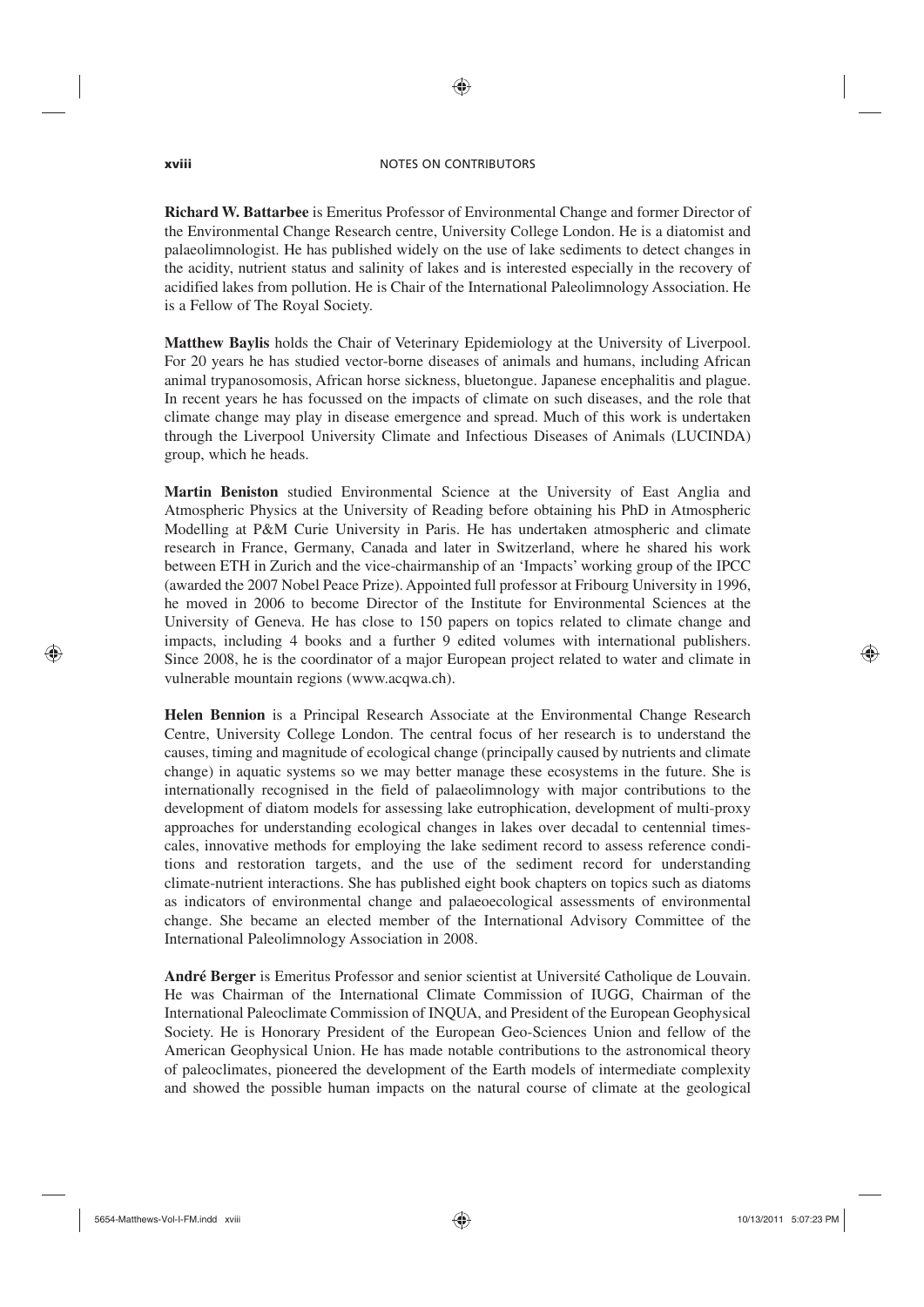**Richard W. Battarbee** is Emeritus Professor of Environmental Change and former Director of the Environmental Change Research centre, University College London. He is a diatomist and palaeolimnologist. He has published widely on the use of lake sediments to detect changes in the acidity, nutrient status and salinity of lakes and is interested especially in the recovery of acidified lakes from pollution. He is Chair of the International Paleolimnology Association. He is a Fellow of The Royal Society.

**Matthew Baylis** holds the Chair of Veterinary Epidemiology at the University of Liverpool. For 20 years he has studied vector-borne diseases of animals and humans, including African animal trypanosomosis, African horse sickness, bluetongue. Japanese encephalitis and plague. In recent years he has focussed on the impacts of climate on such diseases, and the role that climate change may play in disease emergence and spread. Much of this work is undertaken through the Liverpool University Climate and Infectious Diseases of Animals (LUCINDA) group, which he heads.

**Martin Beniston** studied Environmental Science at the University of East Anglia and Atmospheric Physics at the University of Reading before obtaining his PhD in Atmospheric Modelling at P&M Curie University in Paris. He has undertaken atmospheric and climate research in France, Germany, Canada and later in Switzerland, where he shared his work between ETH in Zurich and the vice-chairmanship of an 'Impacts' working group of the IPCC (awarded the 2007 Nobel Peace Prize). Appointed full professor at Fribourg University in 1996, he moved in 2006 to become Director of the Institute for Environmental Sciences at the University of Geneva. He has close to 150 papers on topics related to climate change and impacts, including 4 books and a further 9 edited volumes with international publishers. Since 2008, he is the coordinator of a major European project related to water and climate in vulnerable mountain regions (www.acqwa.ch).

**Helen Bennion** is a Principal Research Associate at the Environmental Change Research Centre, University College London. The central focus of her research is to understand the causes, timing and magnitude of ecological change (principally caused by nutrients and climate change) in aquatic systems so we may better manage these ecosystems in the future. She is internationally recognised in the field of palaeolimnology with major contributions to the development of diatom models for assessing lake eutrophication, development of multi-proxy approaches for understanding ecological changes in lakes over decadal to centennial timescales, innovative methods for employing the lake sediment record to assess reference conditions and restoration targets, and the use of the sediment record for understanding climate-nutrient interactions. She has published eight book chapters on topics such as diatoms as indicators of environmental change and palaeoecological assessments of environmental change. She became an elected member of the International Advisory Committee of the International Paleolimnology Association in 2008.

**André Berger** is Emeritus Professor and senior scientist at Université Catholique de Louvain. He was Chairman of the International Climate Commission of IUGG, Chairman of the International Paleoclimate Commission of INQUA, and President of the European Geophysical Society. He is Honorary President of the European Geo-Sciences Union and fellow of the American Geophysical Union. He has made notable contributions to the astronomical theory of paleoclimates, pioneered the development of the Earth models of intermediate complexity and showed the possible human impacts on the natural course of climate at the geological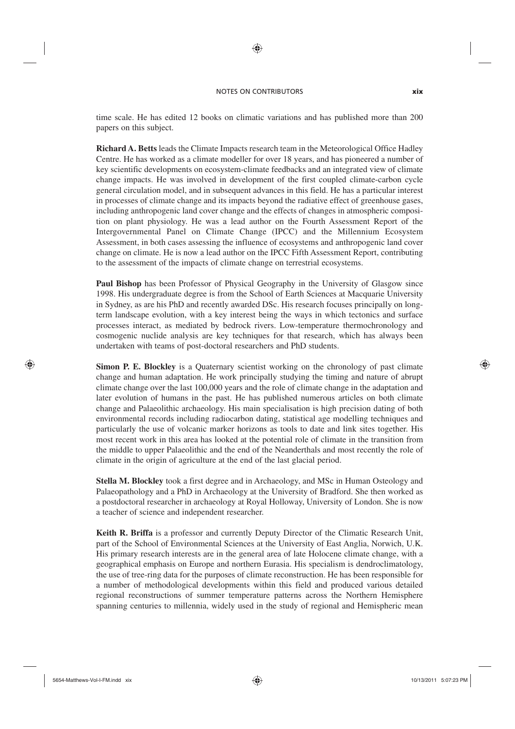time scale. He has edited 12 books on climatic variations and has published more than 200 papers on this subject.

**Richard A. Betts** leads the Climate Impacts research team in the Meteorological Office Hadley Centre. He has worked as a climate modeller for over 18 years, and has pioneered a number of key scientific developments on ecosystem-climate feedbacks and an integrated view of climate change impacts. He was involved in development of the first coupled climate-carbon cycle general circulation model, and in subsequent advances in this field. He has a particular interest in processes of climate change and its impacts beyond the radiative effect of greenhouse gases, including anthropogenic land cover change and the effects of changes in atmospheric composition on plant physiology. He was a lead author on the Fourth Assessment Report of the Intergovernmental Panel on Climate Change (IPCC) and the Millennium Ecosystem Assessment, in both cases assessing the influence of ecosystems and anthropogenic land cover change on climate. He is now a lead author on the IPCC Fifth Assessment Report, contributing to the assessment of the impacts of climate change on terrestrial ecosystems.

**Paul Bishop** has been Professor of Physical Geography in the University of Glasgow since 1998. His undergraduate degree is from the School of Earth Sciences at Macquarie University in Sydney, as are his PhD and recently awarded DSc. His research focuses principally on long-term landscape evolution, with a key interest being the ways in which tectonics and surface processes interact, as mediated by bedrock rivers. Low-temperature thermochronology and cosmogenic nuclide analysis are key techniques for that research, which has always been undertaken with teams of post-doctoral researchers and PhD students.

**Simon P. E. Blockley** is a Quaternary scientist working on the chronology of past climate change and human adaptation. He work principally studying the timing and nature of abrupt climate change over the last 100,000 years and the role of climate change in the adaptation and later evolution of humans in the past. He has published numerous articles on both climate change and Palaeolithic archaeology. His main specialisation is high precision dating of both environmental records including radiocarbon dating, statistical age modelling techniques and particularly the use of volcanic marker horizons as tools to date and link sites together. His most recent work in this area has looked at the potential role of climate in the transition from the middle to upper Palaeolithic and the end of the Neanderthals and most recently the role of climate in the origin of agriculture at the end of the last glacial period.

**Stella M. Blockley** took a first degree and in Archaeology, and MSc in Human Osteology and Palaeopathology and a PhD in Archaeology at the University of Bradford. She then worked as a postdoctoral researcher in archaeology at Royal Holloway, University of London. She is now a teacher of science and independent researcher.

**Keith R. Briffa** is a professor and currently Deputy Director of the Climatic Research Unit, part of the School of Environmental Sciences at the University of East Anglia, Norwich, U.K. His primary research interests are in the general area of late Holocene climate change, with a geographical emphasis on Europe and northern Eurasia. His specialism is dendroclimatology, the use of tree-ring data for the purposes of climate reconstruction. He has been responsible for a number of methodological developments within this field and produced various detailed regional reconstructions of summer temperature patterns across the Northern Hemisphere spanning centuries to millennia, widely used in the study of regional and Hemispheric mean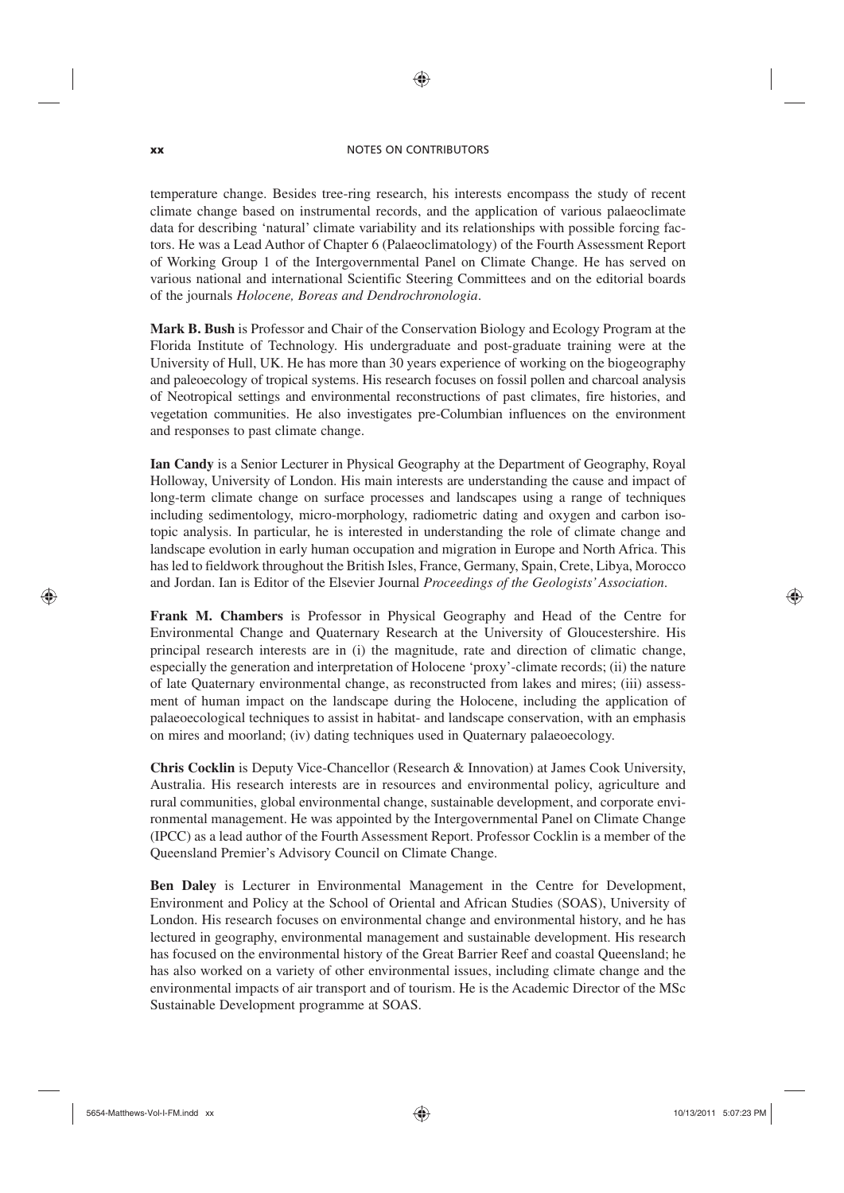temperature change. Besides tree-ring research, his interests encompass the study of recent climate change based on instrumental records, and the application of various palaeoclimate data for describing 'natural' climate variability and its relationships with possible forcing factors. He was a Lead Author of Chapter 6 (Palaeoclimatology) of the Fourth Assessment Report of Working Group 1 of the Intergovernmental Panel on Climate Change. He has served on various national and international Scientific Steering Committees and on the editorial boards of the journals *Holocene, Boreas and Dendrochronologia*.

**Mark B. Bush** is Professor and Chair of the Conservation Biology and Ecology Program at the Florida Institute of Technology. His undergraduate and post-graduate training were at the University of Hull, UK. He has more than 30 years experience of working on the biogeography and paleoecology of tropical systems. His research focuses on fossil pollen and charcoal analysis of Neotropical settings and environmental reconstructions of past climates, fire histories, and vegetation communities. He also investigates pre-Columbian influences on the environment and responses to past climate change.

**Ian Candy** is a Senior Lecturer in Physical Geography at the Department of Geography, Royal Holloway, University of London. His main interests are understanding the cause and impact of long-term climate change on surface processes and landscapes using a range of techniques including sedimentology, micro-morphology, radiometric dating and oxygen and carbon isotopic analysis. In particular, he is interested in understanding the role of climate change and landscape evolution in early human occupation and migration in Europe and North Africa. This has led to fieldwork throughout the British Isles, France, Germany, Spain, Crete, Libya, Morocco and Jordan. Ian is Editor of the Elsevier Journal *Proceedings of the Geologists' Association*.

**Frank M. Chambers** is Professor in Physical Geography and Head of the Centre for Environmental Change and Quaternary Research at the University of Gloucestershire. His principal research interests are in (i) the magnitude, rate and direction of climatic change, especially the generation and interpretation of Holocene 'proxy'-climate records; (ii) the nature of late Quaternary environmental change, as reconstructed from lakes and mires; (iii) assessment of human impact on the landscape during the Holocene, including the application of palaeoecological techniques to assist in habitat- and landscape conservation, with an emphasis on mires and moorland; (iv) dating techniques used in Quaternary palaeoecology.

**Chris Cocklin** is Deputy Vice-Chancellor (Research & Innovation) at James Cook University, Australia. His research interests are in resources and environmental policy, agriculture and rural communities, global environmental change, sustainable development, and corporate environmental management. He was appointed by the Intergovernmental Panel on Climate Change (IPCC) as a lead author of the Fourth Assessment Report. Professor Cocklin is a member of the Queensland Premier's Advisory Council on Climate Change.

**Ben Daley** is Lecturer in Environmental Management in the Centre for Development, Environment and Policy at the School of Oriental and African Studies (SOAS), University of London. His research focuses on environmental change and environmental history, and he has lectured in geography, environmental management and sustainable development. His research has focused on the environmental history of the Great Barrier Reef and coastal Queensland; he has also worked on a variety of other environmental issues, including climate change and the environmental impacts of air transport and of tourism. He is the Academic Director of the MSc Sustainable Development programme at SOAS.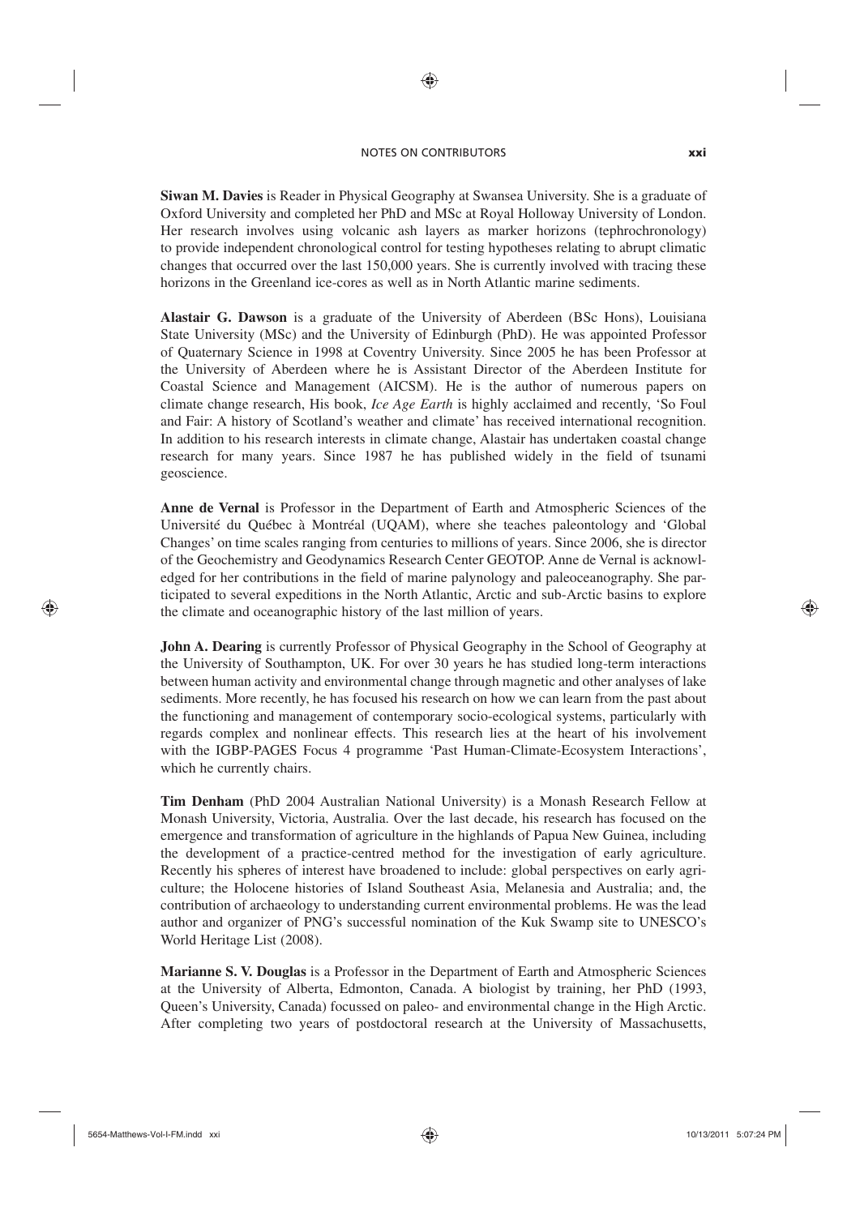**Siwan M. Davies** is Reader in Physical Geography at Swansea University. She is a graduate of Oxford University and completed her PhD and MSc at Royal Holloway University of London. Her research involves using volcanic ash layers as marker horizons (tephrochronology) to provide independent chronological control for testing hypotheses relating to abrupt climatic changes that occurred over the last 150,000 years. She is currently involved with tracing these horizons in the Greenland ice-cores as well as in North Atlantic marine sediments.

**Alastair G. Dawson** is a graduate of the University of Aberdeen (BSc Hons), Louisiana State University (MSc) and the University of Edinburgh (PhD). He was appointed Professor of Quaternary Science in 1998 at Coventry University. Since 2005 he has been Professor at the University of Aberdeen where he is Assistant Director of the Aberdeen Institute for Coastal Science and Management (AICSM). He is the author of numerous papers on climate change research, His book, *Ice Age Earth* is highly acclaimed and recently, 'So Foul and Fair: A history of Scotland's weather and climate' has received international recognition. In addition to his research interests in climate change, Alastair has undertaken coastal change research for many years. Since 1987 he has published widely in the field of tsunami geoscience.

**Anne de Vernal** is Professor in the Department of Earth and Atmospheric Sciences of the Université du Québec à Montréal (UQAM), where she teaches paleontology and 'Global Changes' on time scales ranging from centuries to millions of years. Since 2006, she is director of the Geochemistry and Geodynamics Research Center GEOTOP. Anne de Vernal is acknowledged for her contributions in the field of marine palynology and paleoceanography. She participated to several expeditions in the North Atlantic, Arctic and sub-Arctic basins to explore the climate and oceanographic history of the last million of years.

**John A. Dearing** is currently Professor of Physical Geography in the School of Geography at the University of Southampton, UK. For over 30 years he has studied long-term interactions between human activity and environmental change through magnetic and other analyses of lake sediments. More recently, he has focused his research on how we can learn from the past about the functioning and management of contemporary socio-ecological systems, particularly with regards complex and nonlinear effects. This research lies at the heart of his involvement with the IGBP-PAGES Focus 4 programme 'Past Human-Climate-Ecosystem Interactions', which he currently chairs.

**Tim Denham** (PhD 2004 Australian National University) is a Monash Research Fellow at Monash University, Victoria, Australia. Over the last decade, his research has focused on the emergence and transformation of agriculture in the highlands of Papua New Guinea, including the development of a practice-centred method for the investigation of early agriculture. Recently his spheres of interest have broadened to include: global perspectives on early agriculture; the Holocene histories of Island Southeast Asia, Melanesia and Australia; and, the contribution of archaeology to understanding current environmental problems. He was the lead author and organizer of PNG's successful nomination of the Kuk Swamp site to UNESCO's World Heritage List (2008).

**Marianne S. V. Douglas** is a Professor in the Department of Earth and Atmospheric Sciences at the University of Alberta, Edmonton, Canada. A biologist by training, her PhD (1993, Queen's University, Canada) focussed on paleo- and environmental change in the High Arctic. After completing two years of postdoctoral research at the University of Massachusetts,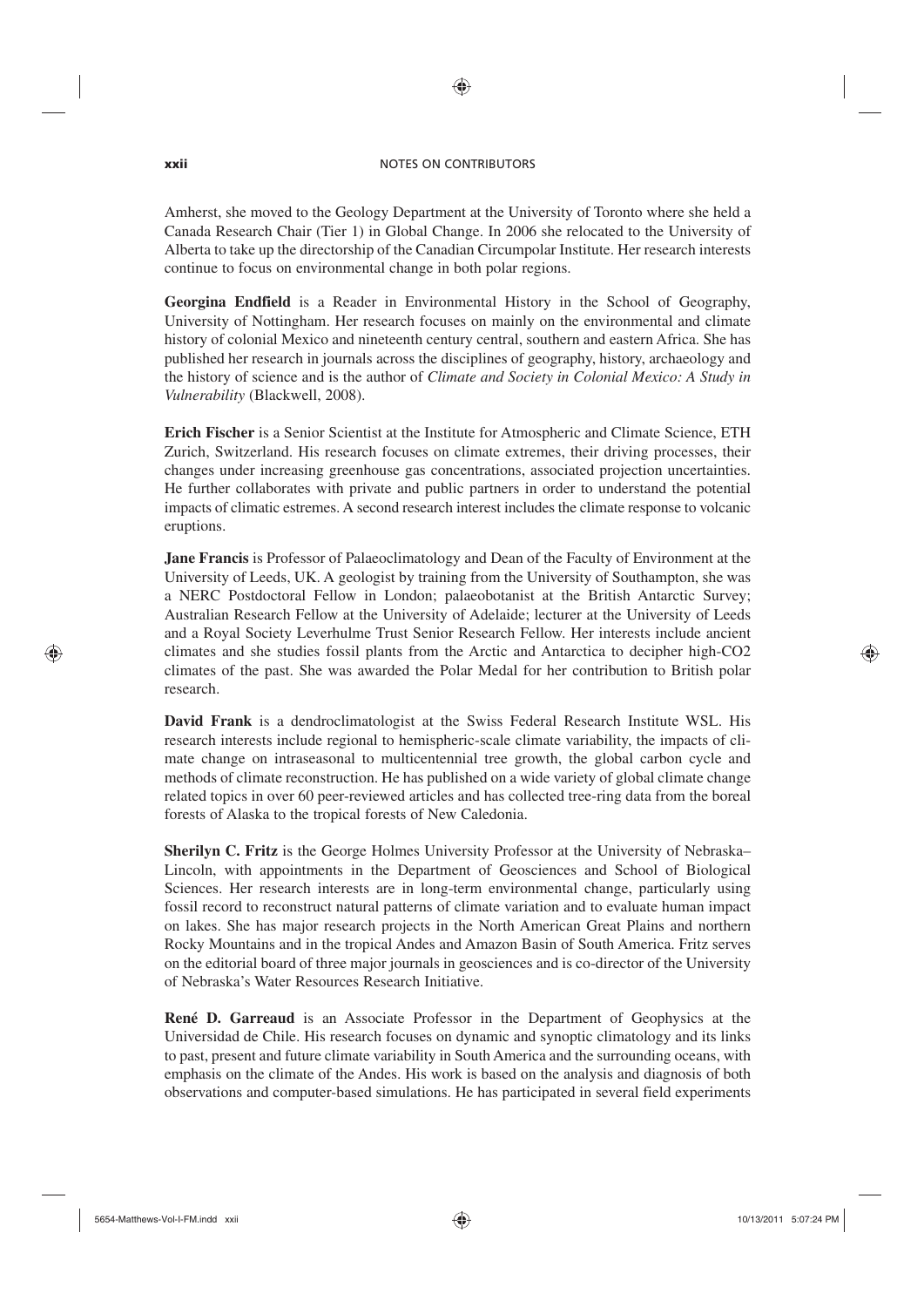Amherst, she moved to the Geology Department at the University of Toronto where she held a Canada Research Chair (Tier 1) in Global Change. In 2006 she relocated to the University of Alberta to take up the directorship of the Canadian Circumpolar Institute. Her research interests continue to focus on environmental change in both polar regions.

**Georgina Endfield** is a Reader in Environmental History in the School of Geography, University of Nottingham. Her research focuses on mainly on the environmental and climate history of colonial Mexico and nineteenth century central, southern and eastern Africa. She has published her research in journals across the disciplines of geography, history, archaeology and the history of science and is the author of *Climate and Society in Colonial Mexico: A Study in Vulnerability* (Blackwell, 2008).

**Erich Fischer** is a Senior Scientist at the Institute for Atmospheric and Climate Science, ETH Zurich, Switzerland. His research focuses on climate extremes, their driving processes, their changes under increasing greenhouse gas concentrations, associated projection uncertainties. He further collaborates with private and public partners in order to understand the potential impacts of climatic estremes. A second research interest includes the climate response to volcanic eruptions.

**Jane Francis** is Professor of Palaeoclimatology and Dean of the Faculty of Environment at the University of Leeds, UK. A geologist by training from the University of Southampton, she was a NERC Postdoctoral Fellow in London; palaeobotanist at the British Antarctic Survey; Australian Research Fellow at the University of Adelaide; lecturer at the University of Leeds and a Royal Society Leverhulme Trust Senior Research Fellow. Her interests include ancient climates and she studies fossil plants from the Arctic and Antarctica to decipher high-$CO_2$ climates of the past. She was awarded the Polar Medal for her contribution to British polar research.

**David Frank** is a dendroclimatologist at the Swiss Federal Research Institute WSL. His research interests include regional to hemispheric-scale climate variability, the impacts of climate change on intraseasonal to multicentennial tree growth, the global carbon cycle and methods of climate reconstruction. He has published on a wide variety of global climate change related topics in over 60 peer-reviewed articles and has collected tree-ring data from the boreal forests of Alaska to the tropical forests of New Caledonia.

**Sherilyn C. Fritz** is the George Holmes University Professor at the University of Nebraska–Lincoln, with appointments in the Department of Geosciences and School of Biological Sciences. Her research interests are in long-term environmental change, particularly using fossil record to reconstruct natural patterns of climate variation and to evaluate human impact on lakes. She has major research projects in the North American Great Plains and northern Rocky Mountains and in the tropical Andes and Amazon Basin of South America. Fritz serves on the editorial board of three major journals in geosciences and is co-director of the University of Nebraska's Water Resources Research Initiative.

**René D. Garreaud** is an Associate Professor in the Department of Geophysics at the Universidad de Chile. His research focuses on dynamic and synoptic climatology and its links to past, present and future climate variability in South America and the surrounding oceans, with emphasis on the climate of the Andes. His work is based on the analysis and diagnosis of both observations and computer-based simulations. He has participated in several field experiments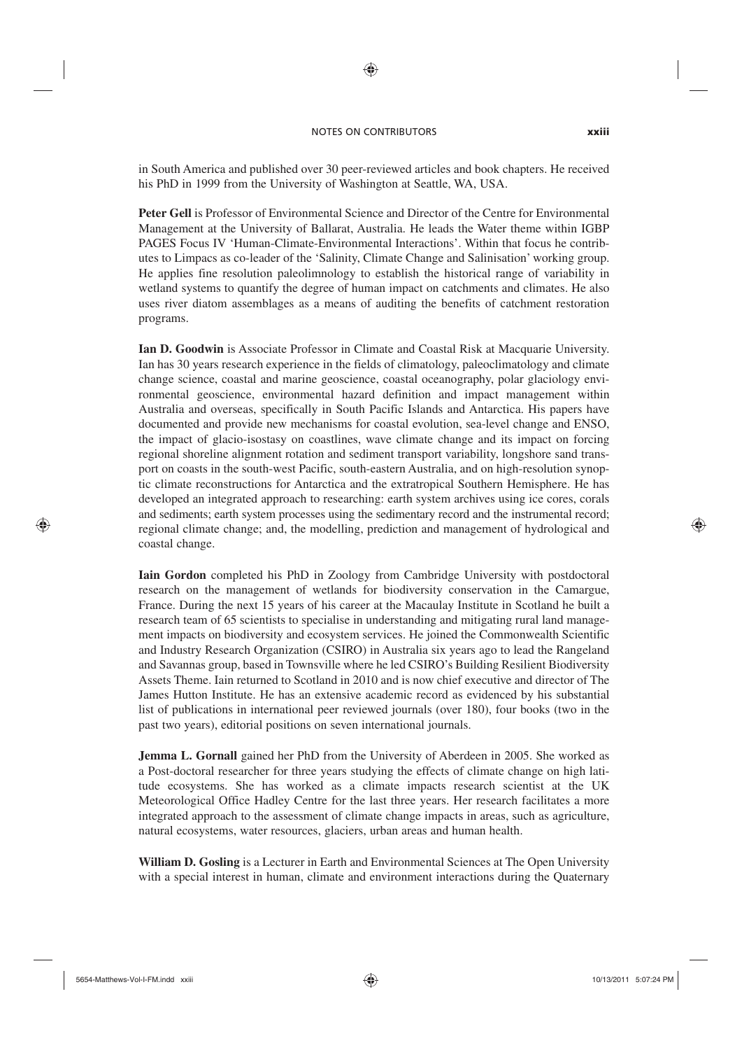in South America and published over 30 peer-reviewed articles and book chapters. He received his PhD in 1999 from the University of Washington at Seattle, WA, USA.

**Peter Gell** is Professor of Environmental Science and Director of the Centre for Environmental Management at the University of Ballarat, Australia. He leads the Water theme within IGBP PAGES Focus IV 'Human-Climate-Environmental Interactions'. Within that focus he contributes to Limpacs as co-leader of the 'Salinity, Climate Change and Salinisation' working group. He applies fine resolution paleolimnology to establish the historical range of variability in wetland systems to quantify the degree of human impact on catchments and climates. He also uses river diatom assemblages as a means of auditing the benefits of catchment restoration programs.

**Ian D. Goodwin** is Associate Professor in Climate and Coastal Risk at Macquarie University. Ian has 30 years research experience in the fields of climatology, paleoclimatology and climate change science, coastal and marine geoscience, coastal oceanography, polar glaciology environmental geoscience, environmental hazard definition and impact management within Australia and overseas, specifically in South Pacific Islands and Antarctica. His papers have documented and provide new mechanisms for coastal evolution, sea-level change and ENSO, the impact of glacio-isostasy on coastlines, wave climate change and its impact on forcing regional shoreline alignment rotation and sediment transport variability, longshore sand transport on coasts in the south-west Pacific, south-eastern Australia, and on high-resolution synoptic climate reconstructions for Antarctica and the extratropical Southern Hemisphere. He has developed an integrated approach to researching: earth system archives using ice cores, corals and sediments; earth system processes using the sedimentary record and the instrumental record; regional climate change; and, the modelling, prediction and management of hydrological and coastal change.

**Iain Gordon** completed his PhD in Zoology from Cambridge University with postdoctoral research on the management of wetlands for biodiversity conservation in the Camargue, France. During the next 15 years of his career at the Macaulay Institute in Scotland he built a research team of 65 scientists to specialise in understanding and mitigating rural land management impacts on biodiversity and ecosystem services. He joined the Commonwealth Scientific and Industry Research Organization (CSIRO) in Australia six years ago to lead the Rangeland and Savannas group, based in Townsville where he led CSIRO's Building Resilient Biodiversity Assets Theme. Iain returned to Scotland in 2010 and is now chief executive and director of The James Hutton Institute. He has an extensive academic record as evidenced by his substantial list of publications in international peer reviewed journals (over 180), four books (two in the past two years), editorial positions on seven international journals.

**Jemma L. Gornall** gained her PhD from the University of Aberdeen in 2005. She worked as a Post-doctoral researcher for three years studying the effects of climate change on high latitude ecosystems. She has worked as a climate impacts research scientist at the UK Meteorological Office Hadley Centre for the last three years. Her research facilitates a more integrated approach to the assessment of climate change impacts in areas, such as agriculture, natural ecosystems, water resources, glaciers, urban areas and human health.

**William D. Gosling** is a Lecturer in Earth and Environmental Sciences at The Open University with a special interest in human, climate and environment interactions during the Quaternary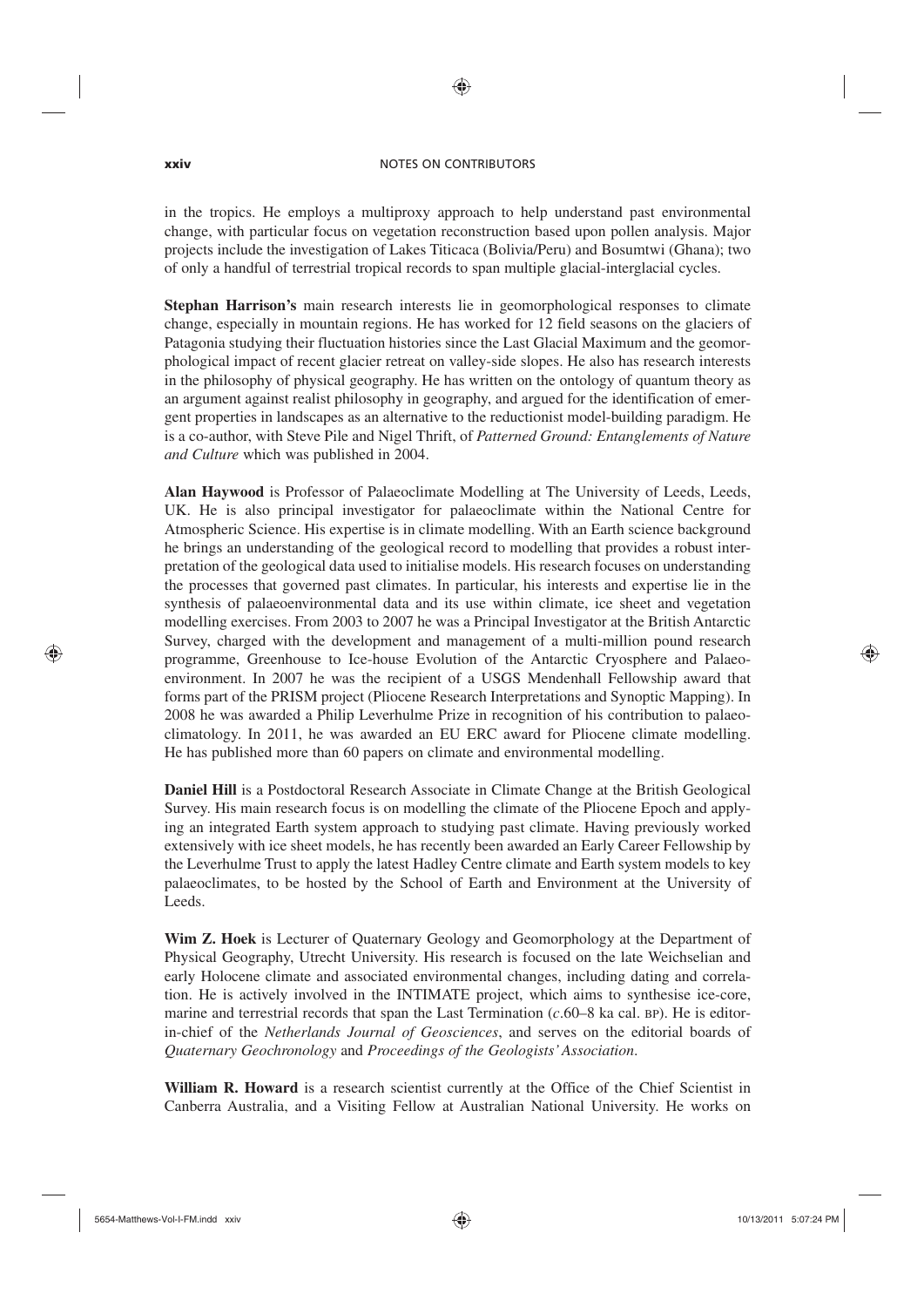in the tropics. He employs a multiproxy approach to help understand past environmental change, with particular focus on vegetation reconstruction based upon pollen analysis. Major projects include the investigation of Lakes Titicaca (Bolivia/Peru) and Bosumtwi (Ghana); two of only a handful of terrestrial tropical records to span multiple glacial-interglacial cycles.

**Stephan Harrison's** main research interests lie in geomorphological responses to climate change, especially in mountain regions. He has worked for 12 field seasons on the glaciers of Patagonia studying their fluctuation histories since the Last Glacial Maximum and the geomorphological impact of recent glacier retreat on valley-side slopes. He also has research interests in the philosophy of physical geography. He has written on the ontology of quantum theory as an argument against realist philosophy in geography, and argued for the identification of emergent properties in landscapes as an alternative to the reductionist model-building paradigm. He is a co-author, with Steve Pile and Nigel Thrift, of *Patterned Ground: Entanglements of Nature and Culture* which was published in 2004.

**Alan Haywood** is Professor of Palaeoclimate Modelling at The University of Leeds, Leeds, UK. He is also principal investigator for palaeoclimate within the National Centre for Atmospheric Science. His expertise is in climate modelling. With an Earth science background he brings an understanding of the geological record to modelling that provides a robust interpretation of the geological data used to initialise models. His research focuses on understanding the processes that governed past climates. In particular, his interests and expertise lie in the synthesis of palaeoenvironmental data and its use within climate, ice sheet and vegetation modelling exercises. From 2003 to 2007 he was a Principal Investigator at the British Antarctic Survey, charged with the development and management of a multi-million pound research programme, Greenhouse to Ice-house Evolution of the Antarctic Cryosphere and Palaeoenvironment. In 2007 he was the recipient of a USGS Mendenhall Fellowship award that forms part of the PRISM project (Pliocene Research Interpretations and Synoptic Mapping). In 2008 he was awarded a Philip Leverhulme Prize in recognition of his contribution to palaeoclimatology. In 2011, he was awarded an EU ERC award for Pliocene climate modelling. He has published more than 60 papers on climate and environmental modelling.

**Daniel Hill** is a Postdoctoral Research Associate in Climate Change at the British Geological Survey. His main research focus is on modelling the climate of the Pliocene Epoch and applying an integrated Earth system approach to studying past climate. Having previously worked extensively with ice sheet models, he has recently been awarded an Early Career Fellowship by the Leverhulme Trust to apply the latest Hadley Centre climate and Earth system models to key palaeoclimates, to be hosted by the School of Earth and Environment at the University of Leeds.

**Wim Z. Hoek** is Lecturer of Quaternary Geology and Geomorphology at the Department of Physical Geography, Utrecht University. His research is focused on the late Weichselian and early Holocene climate and associated environmental changes, including dating and correlation. He is actively involved in the INTIMATE project, which aims to synthesise ice-core, marine and terrestrial records that span the Last Termination (*c*.60–8 ka cal. BP). He is editor-in-chief of the *Netherlands Journal of Geosciences*, and serves on the editorial boards of *Quaternary Geochronology* and *Proceedings of the Geologists' Association*.

**William R. Howard** is a research scientist currently at the Office of the Chief Scientist in Canberra Australia, and a Visiting Fellow at Australian National University. He works on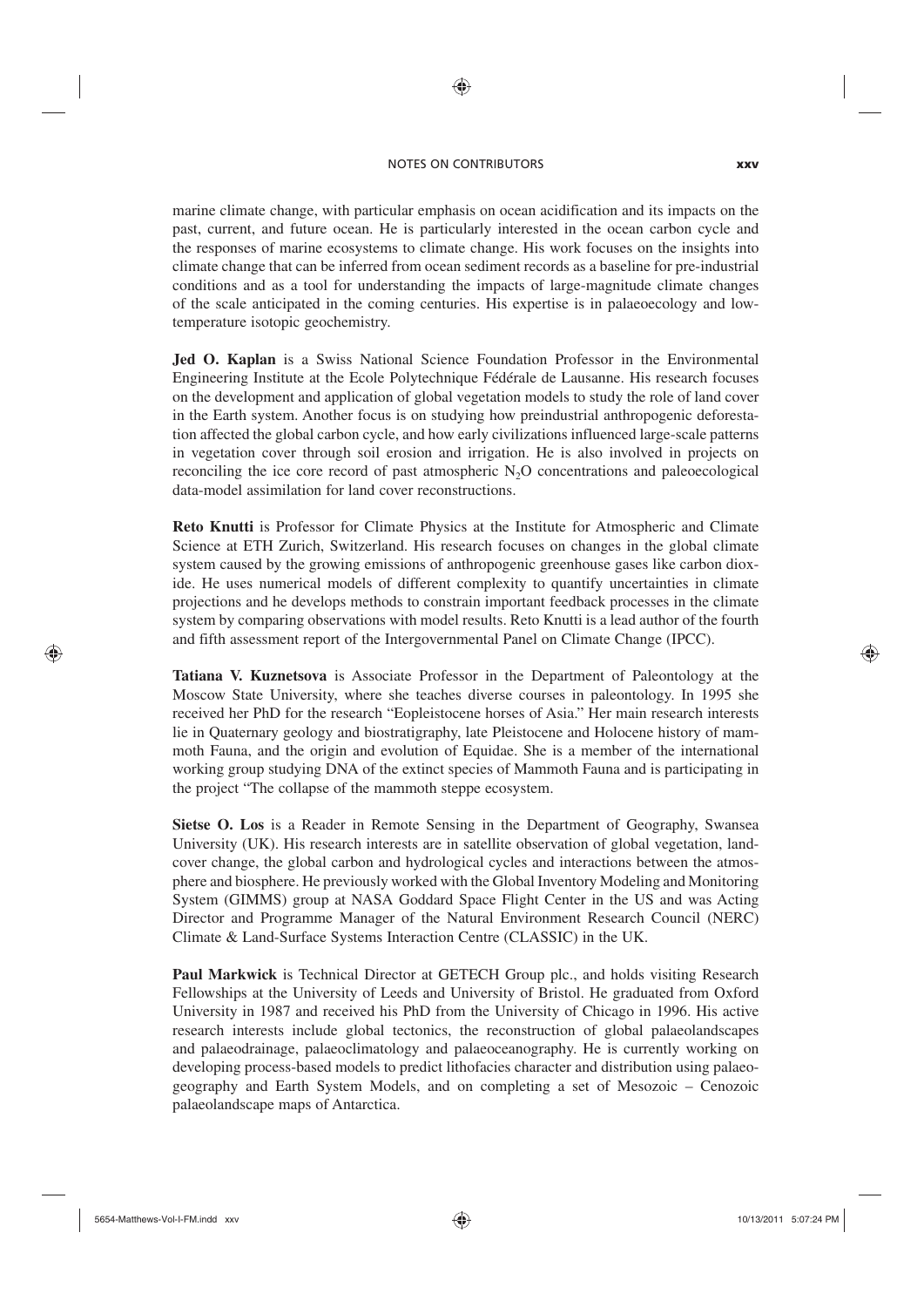marine climate change, with particular emphasis on ocean acidification and its impacts on the past, current, and future ocean. He is particularly interested in the ocean carbon cycle and the responses of marine ecosystems to climate change. His work focuses on the insights into climate change that can be inferred from ocean sediment records as a baseline for pre-industrial conditions and as a tool for understanding the impacts of large-magnitude climate changes of the scale anticipated in the coming centuries. His expertise is in palaeoecology and low-temperature isotopic geochemistry.

**Jed O. Kaplan** is a Swiss National Science Foundation Professor in the Environmental Engineering Institute at the Ecole Polytechnique Fédérale de Lausanne. His research focuses on the development and application of global vegetation models to study the role of land cover in the Earth system. Another focus is on studying how preindustrial anthropogenic deforestation affected the global carbon cycle, and how early civilizations influenced large-scale patterns in vegetation cover through soil erosion and irrigation. He is also involved in projects on reconciling the ice core record of past atmospheric $N_2O$ concentrations and paleoecological data-model assimilation for land cover reconstructions.

**Reto Knutti** is Professor for Climate Physics at the Institute for Atmospheric and Climate Science at ETH Zurich, Switzerland. His research focuses on changes in the global climate system caused by the growing emissions of anthropogenic greenhouse gases like carbon dioxide. He uses numerical models of different complexity to quantify uncertainties in climate projections and he develops methods to constrain important feedback processes in the climate system by comparing observations with model results. Reto Knutti is a lead author of the fourth and fifth assessment report of the Intergovernmental Panel on Climate Change (IPCC).

**Tatiana V. Kuznetsova** is Associate Professor in the Department of Paleontology at the Moscow State University, where she teaches diverse courses in paleontology. In 1995 she received her PhD for the research "Eopleistocene horses of Asia." Her main research interests lie in Quaternary geology and biostratigraphy, late Pleistocene and Holocene history of mammoth Fauna, and the origin and evolution of Equidae. She is a member of the international working group studying DNA of the extinct species of Mammoth Fauna and is participating in the project "The collapse of the mammoth steppe ecosystem.

**Sietse O. Los** is a Reader in Remote Sensing in the Department of Geography, Swansea University (UK). His research interests are in satellite observation of global vegetation, land-cover change, the global carbon and hydrological cycles and interactions between the atmosphere and biosphere. He previously worked with the Global Inventory Modeling and Monitoring System (GIMMS) group at NASA Goddard Space Flight Center in the US and was Acting Director and Programme Manager of the Natural Environment Research Council (NERC) Climate & Land-Surface Systems Interaction Centre (CLASSIC) in the UK.

**Paul Markwick** is Technical Director at GETECH Group plc., and holds visiting Research Fellowships at the University of Leeds and University of Bristol. He graduated from Oxford University in 1987 and received his PhD from the University of Chicago in 1996. His active research interests include global tectonics, the reconstruction of global palaeolandscapes and palaeodrainage, palaeoclimatology and palaeoceanography. He is currently working on developing process-based models to predict lithofacies character and distribution using palaeogeography and Earth System Models, and on completing a set of Mesozoic – Cenozoic palaeolandscape maps of Antarctica.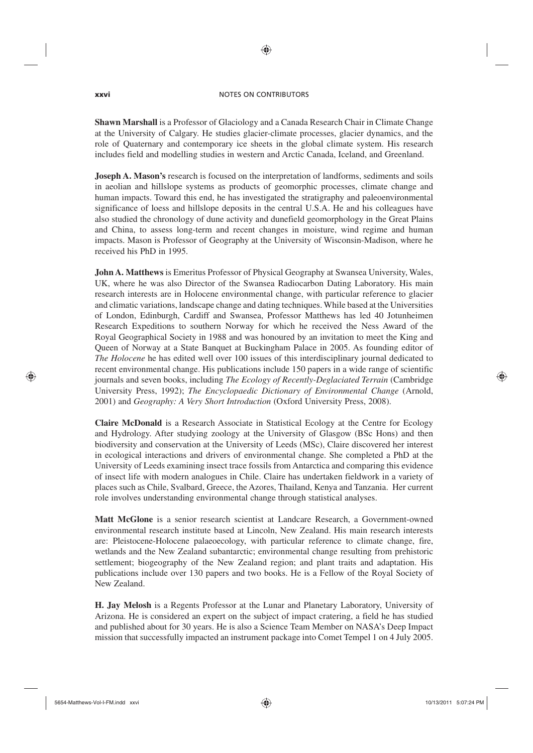**Shawn Marshall** is a Professor of Glaciology and a Canada Research Chair in Climate Change at the University of Calgary. He studies glacier-climate processes, glacier dynamics, and the role of Quaternary and contemporary ice sheets in the global climate system. His research includes field and modelling studies in western and Arctic Canada, Iceland, and Greenland.

**Joseph A. Mason's** research is focused on the interpretation of landforms, sediments and soils in aeolian and hillslope systems as products of geomorphic processes, climate change and human impacts. Toward this end, he has investigated the stratigraphy and paleoenvironmental significance of loess and hillslope deposits in the central U.S.A. He and his colleagues have also studied the chronology of dune activity and dunefield geomorphology in the Great Plains and China, to assess long-term and recent changes in moisture, wind regime and human impacts. Mason is Professor of Geography at the University of Wisconsin-Madison, where he received his PhD in 1995.

**John A. Matthews** is Emeritus Professor of Physical Geography at Swansea University, Wales, UK, where he was also Director of the Swansea Radiocarbon Dating Laboratory. His main research interests are in Holocene environmental change, with particular reference to glacier and climatic variations, landscape change and dating techniques. While based at the Universities of London, Edinburgh, Cardiff and Swansea, Professor Matthews has led 40 Jotunheimen Research Expeditions to southern Norway for which he received the Ness Award of the Royal Geographical Society in 1988 and was honoured by an invitation to meet the King and Queen of Norway at a State Banquet at Buckingham Palace in 2005. As founding editor of *The Holocene* he has edited well over 100 issues of this interdisciplinary journal dedicated to recent environmental change. His publications include 150 papers in a wide range of scientific journals and seven books, including *The Ecology of Recently-Deglaciated Terrain* (Cambridge University Press, 1992); *The Encyclopaedic Dictionary of Environmental Change* (Arnold, 2001) and *Geography: A Very Short Introduction* (Oxford University Press, 2008).

**Claire McDonald** is a Research Associate in Statistical Ecology at the Centre for Ecology and Hydrology. After studying zoology at the University of Glasgow (BSc Hons) and then biodiversity and conservation at the University of Leeds (MSc), Claire discovered her interest in ecological interactions and drivers of environmental change. She completed a PhD at the University of Leeds examining insect trace fossils from Antarctica and comparing this evidence of insect life with modern analogues in Chile. Claire has undertaken fieldwork in a variety of places such as Chile, Svalbard, Greece, the Azores, Thailand, Kenya and Tanzania. Her current role involves understanding environmental change through statistical analyses.

**Matt McGlone** is a senior research scientist at Landcare Research, a Government-owned environmental research institute based at Lincoln, New Zealand. His main research interests are: Pleistocene-Holocene palaeoecology, with particular reference to climate change, fire, wetlands and the New Zealand subantarctic; environmental change resulting from prehistoric settlement; biogeography of the New Zealand region; and plant traits and adaptation. His publications include over 130 papers and two books. He is a Fellow of the Royal Society of New Zealand.

**H. Jay Melosh** is a Regents Professor at the Lunar and Planetary Laboratory, University of Arizona. He is considered an expert on the subject of impact cratering, a field he has studied and published about for 30 years. He is also a Science Team Member on NASA's Deep Impact mission that successfully impacted an instrument package into Comet Tempel 1 on 4 July 2005.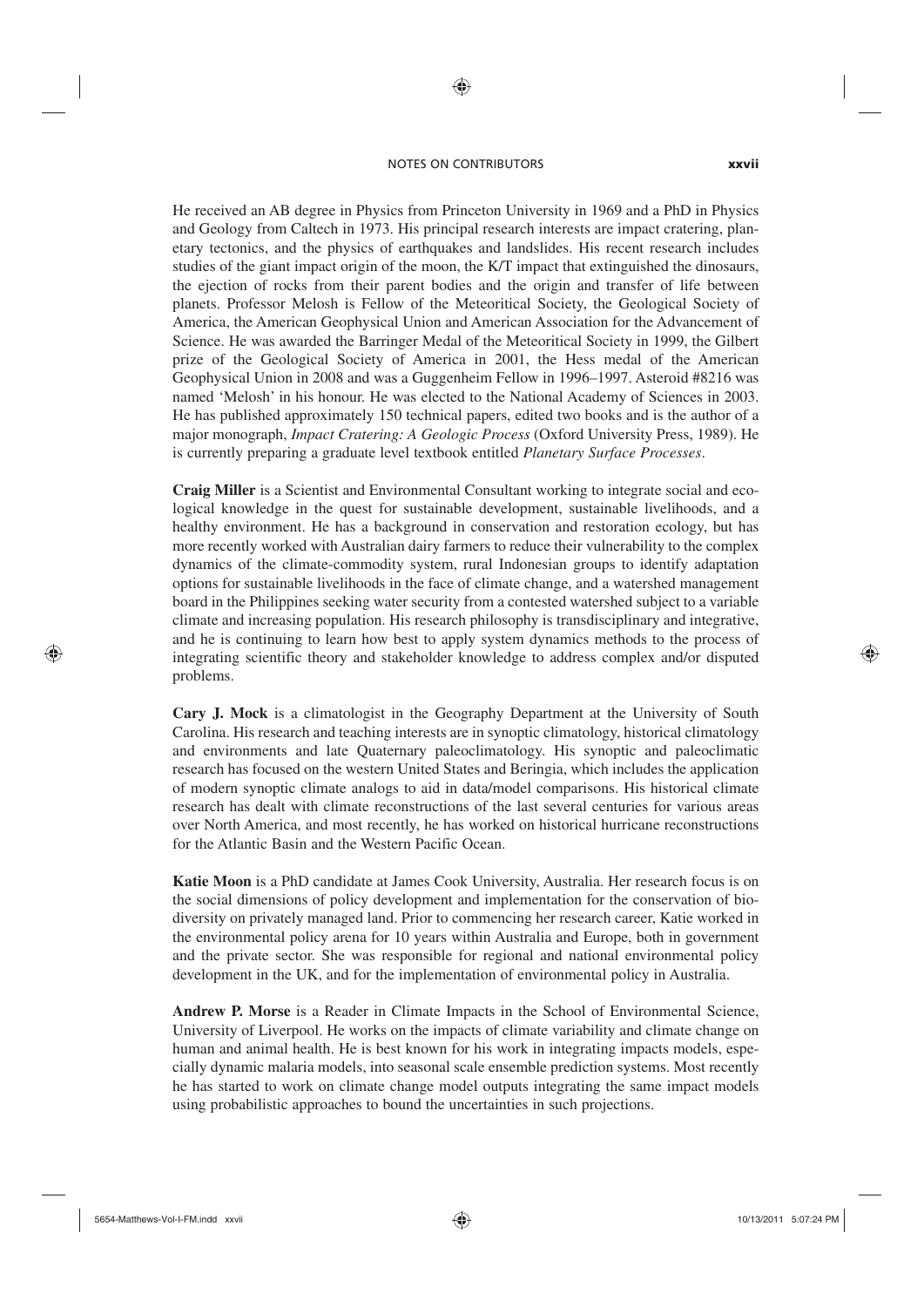He received an AB degree in Physics from Princeton University in 1969 and a PhD in Physics and Geology from Caltech in 1973. His principal research interests are impact cratering, planetary tectonics, and the physics of earthquakes and landslides. His recent research includes studies of the giant impact origin of the moon, the K/T impact that extinguished the dinosaurs, the ejection of rocks from their parent bodies and the origin and transfer of life between planets. Professor Melosh is Fellow of the Meteoritical Society, the Geological Society of America, the American Geophysical Union and American Association for the Advancement of Science. He was awarded the Barringer Medal of the Meteoritical Society in 1999, the Gilbert prize of the Geological Society of America in 2001, the Hess medal of the American Geophysical Union in 2008 and was a Guggenheim Fellow in 1996–1997. Asteroid #8216 was named 'Melosh' in his honour. He was elected to the National Academy of Sciences in 2003. He has published approximately 150 technical papers, edited two books and is the author of a major monograph, *Impact Cratering: A Geologic Process* (Oxford University Press, 1989). He is currently preparing a graduate level textbook entitled *Planetary Surface Processes*.

**Craig Miller** is a Scientist and Environmental Consultant working to integrate social and ecological knowledge in the quest for sustainable development, sustainable livelihoods, and a healthy environment. He has a background in conservation and restoration ecology, but has more recently worked with Australian dairy farmers to reduce their vulnerability to the complex dynamics of the climate-commodity system, rural Indonesian groups to identify adaptation options for sustainable livelihoods in the face of climate change, and a watershed management board in the Philippines seeking water security from a contested watershed subject to a variable climate and increasing population. His research philosophy is transdisciplinary and integrative, and he is continuing to learn how best to apply system dynamics methods to the process of integrating scientific theory and stakeholder knowledge to address complex and/or disputed problems.

**Cary J. Mock** is a climatologist in the Geography Department at the University of South Carolina. His research and teaching interests are in synoptic climatology, historical climatology and environments and late Quaternary paleoclimatology. His synoptic and paleoclimatic research has focused on the western United States and Beringia, which includes the application of modern synoptic climate analogs to aid in data/model comparisons. His historical climate research has dealt with climate reconstructions of the last several centuries for various areas over North America, and most recently, he has worked on historical hurricane reconstructions for the Atlantic Basin and the Western Pacific Ocean.

**Katie Moon** is a PhD candidate at James Cook University, Australia. Her research focus is on the social dimensions of policy development and implementation for the conservation of biodiversity on privately managed land. Prior to commencing her research career, Katie worked in the environmental policy arena for 10 years within Australia and Europe, both in government and the private sector. She was responsible for regional and national environmental policy development in the UK, and for the implementation of environmental policy in Australia.

**Andrew P. Morse** is a Reader in Climate Impacts in the School of Environmental Science, University of Liverpool. He works on the impacts of climate variability and climate change on human and animal health. He is best known for his work in integrating impacts models, especially dynamic malaria models, into seasonal scale ensemble prediction systems. Most recently he has started to work on climate change model outputs integrating the same impact models using probabilistic approaches to bound the uncertainties in such projections.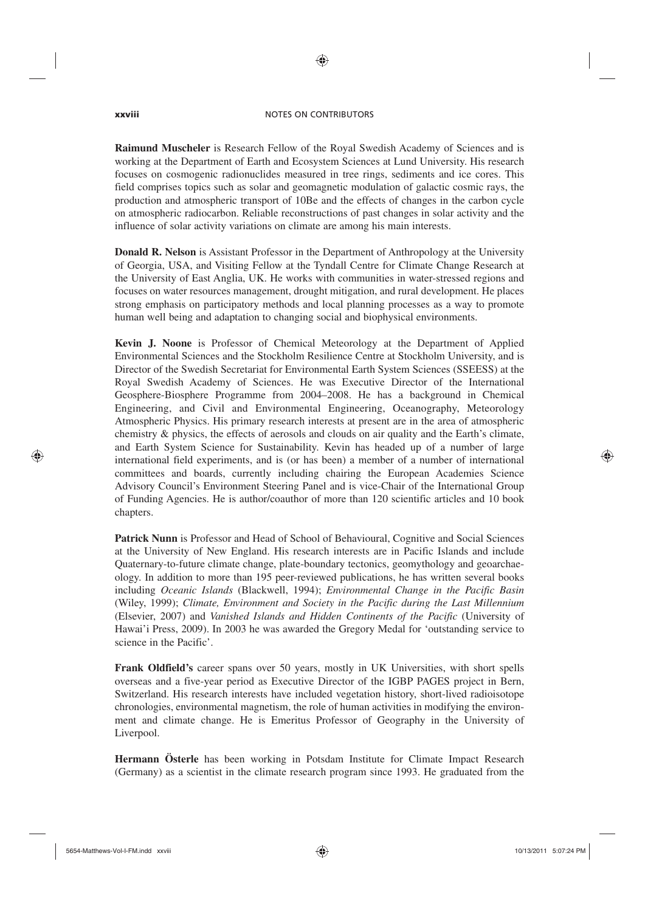**Raimund Muscheler** is Research Fellow of the Royal Swedish Academy of Sciences and is working at the Department of Earth and Ecosystem Sciences at Lund University. His research focuses on cosmogenic radionuclides measured in tree rings, sediments and ice cores. This field comprises topics such as solar and geomagnetic modulation of galactic cosmic rays, the production and atmospheric transport of 10Be and the effects of changes in the carbon cycle on atmospheric radiocarbon. Reliable reconstructions of past changes in solar activity and the influence of solar activity variations on climate are among his main interests.

**Donald R. Nelson** is Assistant Professor in the Department of Anthropology at the University of Georgia, USA, and Visiting Fellow at the Tyndall Centre for Climate Change Research at the University of East Anglia, UK. He works with communities in water-stressed regions and focuses on water resources management, drought mitigation, and rural development. He places strong emphasis on participatory methods and local planning processes as a way to promote human well being and adaptation to changing social and biophysical environments.

**Kevin J. Noone** is Professor of Chemical Meteorology at the Department of Applied Environmental Sciences and the Stockholm Resilience Centre at Stockholm University, and is Director of the Swedish Secretariat for Environmental Earth System Sciences (SSEESS) at the Royal Swedish Academy of Sciences. He was Executive Director of the International Geosphere-Biosphere Programme from 2004–2008. He has a background in Chemical Engineering, and Civil and Environmental Engineering, Oceanography, Meteorology Atmospheric Physics. His primary research interests at present are in the area of atmospheric chemistry & physics, the effects of aerosols and clouds on air quality and the Earth's climate, and Earth System Science for Sustainability. Kevin has headed up of a number of large international field experiments, and is (or has been) a member of a number of international committees and boards, currently including chairing the European Academies Science Advisory Council's Environment Steering Panel and is vice-Chair of the International Group of Funding Agencies. He is author/coauthor of more than 120 scientific articles and 10 book chapters.

**Patrick Nunn** is Professor and Head of School of Behavioural, Cognitive and Social Sciences at the University of New England. His research interests are in Pacific Islands and include Quaternary-to-future climate change, plate-boundary tectonics, geomythology and geoarchaeology. In addition to more than 195 peer-reviewed publications, he has written several books including *Oceanic Islands* (Blackwell, 1994); *Environmental Change in the Pacific Basin* (Wiley, 1999); *Climate, Environment and Society in the Pacific during the Last Millennium* (Elsevier, 2007) and *Vanished Islands and Hidden Continents of the Pacific* (University of Hawai'i Press, 2009). In 2003 he was awarded the Gregory Medal for 'outstanding service to science in the Pacific'.

**Frank Oldfield's** career spans over 50 years, mostly in UK Universities, with short spells overseas and a five-year period as Executive Director of the IGBP PAGES project in Bern, Switzerland. His research interests have included vegetation history, short-lived radioisotope chronologies, environmental magnetism, the role of human activities in modifying the environment and climate change. He is Emeritus Professor of Geography in the University of Liverpool.

**Hermann Österle** has been working in Potsdam Institute for Climate Impact Research (Germany) as a scientist in the climate research program since 1993. He graduated from the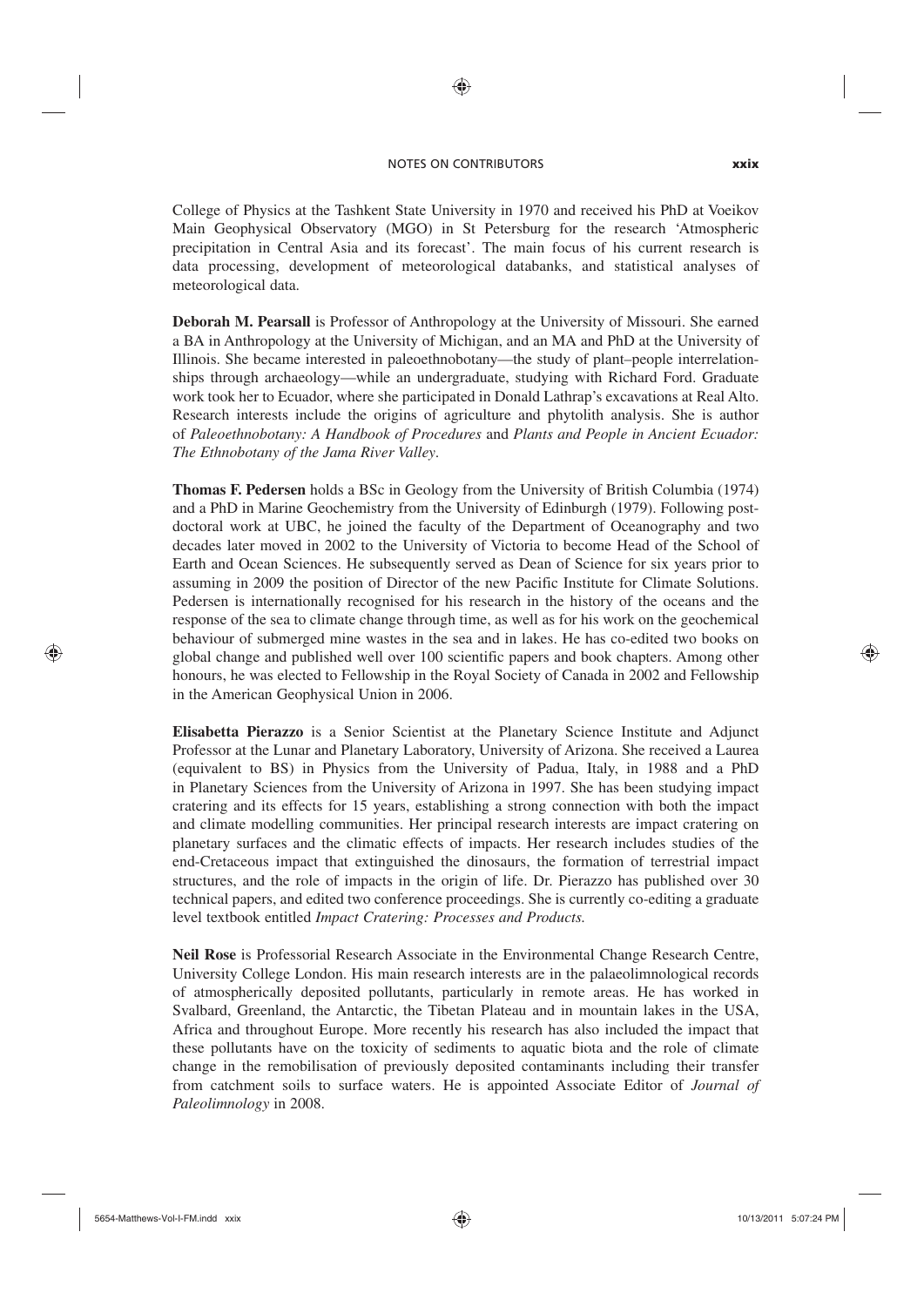College of Physics at the Tashkent State University in 1970 and received his PhD at Voeikov Main Geophysical Observatory (MGO) in St Petersburg for the research 'Atmospheric precipitation in Central Asia and its forecast'. The main focus of his current research is data processing, development of meteorological databanks, and statistical analyses of meteorological data.

**Deborah M. Pearsall** is Professor of Anthropology at the University of Missouri. She earned a BA in Anthropology at the University of Michigan, and an MA and PhD at the University of Illinois. She became interested in paleoethnobotany—the study of plant–people interrelationships through archaeology—while an undergraduate, studying with Richard Ford. Graduate work took her to Ecuador, where she participated in Donald Lathrap's excavations at Real Alto. Research interests include the origins of agriculture and phytolith analysis. She is author of *Paleoethnobotany: A Handbook of Procedures* and *Plants and People in Ancient Ecuador: The Ethnobotany of the Jama River Valley*.

**Thomas F. Pedersen** holds a BSc in Geology from the University of British Columbia (1974) and a PhD in Marine Geochemistry from the University of Edinburgh (1979). Following postdoctoral work at UBC, he joined the faculty of the Department of Oceanography and two decades later moved in 2002 to the University of Victoria to become Head of the School of Earth and Ocean Sciences. He subsequently served as Dean of Science for six years prior to assuming in 2009 the position of Director of the new Pacific Institute for Climate Solutions. Pedersen is internationally recognised for his research in the history of the oceans and the response of the sea to climate change through time, as well as for his work on the geochemical behaviour of submerged mine wastes in the sea and in lakes. He has co-edited two books on global change and published well over 100 scientific papers and book chapters. Among other honours, he was elected to Fellowship in the Royal Society of Canada in 2002 and Fellowship in the American Geophysical Union in 2006.

**Elisabetta Pierazzo** is a Senior Scientist at the Planetary Science Institute and Adjunct Professor at the Lunar and Planetary Laboratory, University of Arizona. She received a Laurea (equivalent to BS) in Physics from the University of Padua, Italy, in 1988 and a PhD in Planetary Sciences from the University of Arizona in 1997. She has been studying impact cratering and its effects for 15 years, establishing a strong connection with both the impact and climate modelling communities. Her principal research interests are impact cratering on planetary surfaces and the climatic effects of impacts. Her research includes studies of the end-Cretaceous impact that extinguished the dinosaurs, the formation of terrestrial impact structures, and the role of impacts in the origin of life. Dr. Pierazzo has published over 30 technical papers, and edited two conference proceedings. She is currently co-editing a graduate level textbook entitled *Impact Cratering: Processes and Products.*

**Neil Rose** is Professorial Research Associate in the Environmental Change Research Centre, University College London. His main research interests are in the palaeolimnological records of atmospherically deposited pollutants, particularly in remote areas. He has worked in Svalbard, Greenland, the Antarctic, the Tibetan Plateau and in mountain lakes in the USA, Africa and throughout Europe. More recently his research has also included the impact that these pollutants have on the toxicity of sediments to aquatic biota and the role of climate change in the remobilisation of previously deposited contaminants including their transfer from catchment soils to surface waters. He is appointed Associate Editor of *Journal of Paleolimnology* in 2008.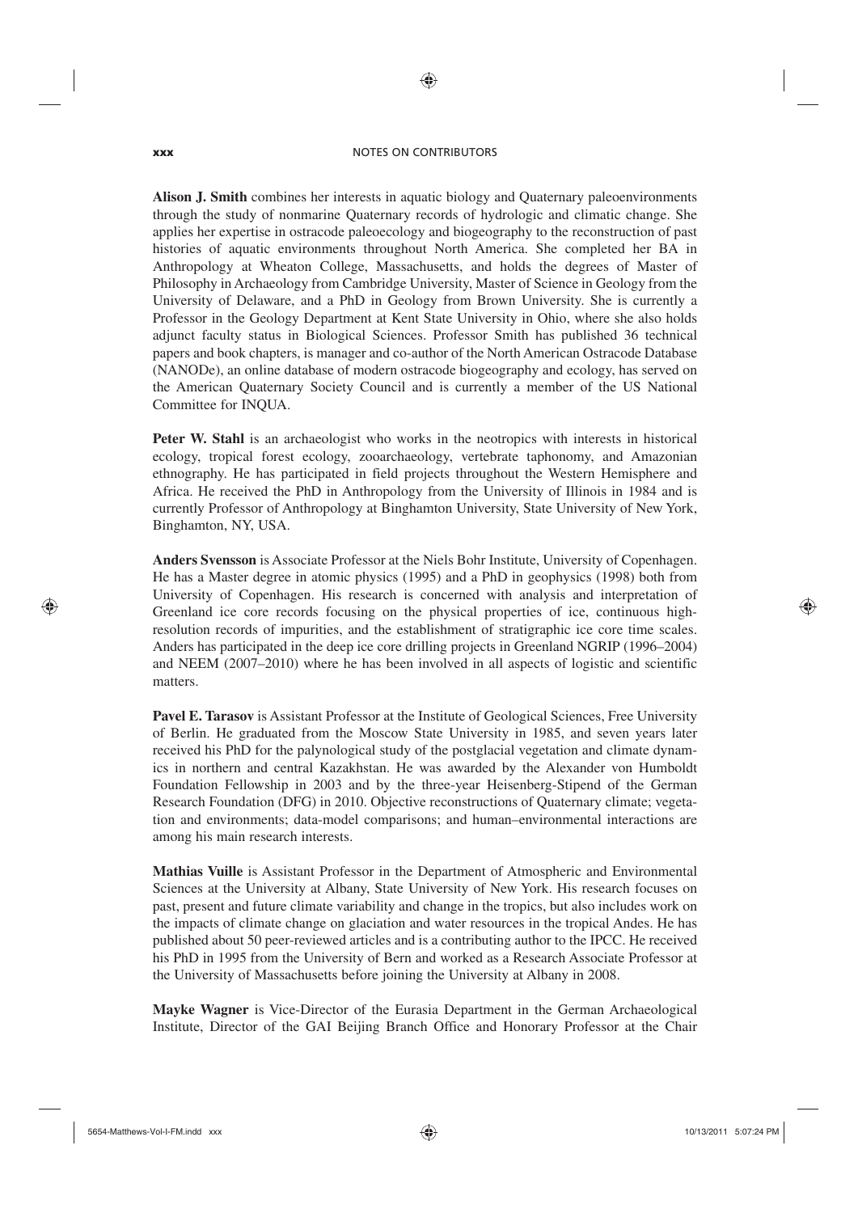**Alison J. Smith** combines her interests in aquatic biology and Quaternary paleoenvironments through the study of nonmarine Quaternary records of hydrologic and climatic change. She applies her expertise in ostracode paleoecology and biogeography to the reconstruction of past histories of aquatic environments throughout North America. She completed her BA in Anthropology at Wheaton College, Massachusetts, and holds the degrees of Master of Philosophy in Archaeology from Cambridge University, Master of Science in Geology from the University of Delaware, and a PhD in Geology from Brown University. She is currently a Professor in the Geology Department at Kent State University in Ohio, where she also holds adjunct faculty status in Biological Sciences. Professor Smith has published 36 technical papers and book chapters, is manager and co-author of the North American Ostracode Database (NANODe), an online database of modern ostracode biogeography and ecology, has served on the American Quaternary Society Council and is currently a member of the US National Committee for INQUA.

**Peter W. Stahl** is an archaeologist who works in the neotropics with interests in historical ecology, tropical forest ecology, zooarchaeology, vertebrate taphonomy, and Amazonian ethnography. He has participated in field projects throughout the Western Hemisphere and Africa. He received the PhD in Anthropology from the University of Illinois in 1984 and is currently Professor of Anthropology at Binghamton University, State University of New York, Binghamton, NY, USA.

**Anders Svensson** is Associate Professor at the Niels Bohr Institute, University of Copenhagen. He has a Master degree in atomic physics (1995) and a PhD in geophysics (1998) both from University of Copenhagen. His research is concerned with analysis and interpretation of Greenland ice core records focusing on the physical properties of ice, continuous high-resolution records of impurities, and the establishment of stratigraphic ice core time scales. Anders has participated in the deep ice core drilling projects in Greenland NGRIP (1996–2004) and NEEM (2007–2010) where he has been involved in all aspects of logistic and scientific matters.

**Pavel E. Tarasov** is Assistant Professor at the Institute of Geological Sciences, Free University of Berlin. He graduated from the Moscow State University in 1985, and seven years later received his PhD for the palynological study of the postglacial vegetation and climate dynamics in northern and central Kazakhstan. He was awarded by the Alexander von Humboldt Foundation Fellowship in 2003 and by the three-year Heisenberg-Stipend of the German Research Foundation (DFG) in 2010. Objective reconstructions of Quaternary climate; vegetation and environments; data-model comparisons; and human–environmental interactions are among his main research interests.

**Mathias Vuille** is Assistant Professor in the Department of Atmospheric and Environmental Sciences at the University at Albany, State University of New York. His research focuses on past, present and future climate variability and change in the tropics, but also includes work on the impacts of climate change on glaciation and water resources in the tropical Andes. He has published about 50 peer-reviewed articles and is a contributing author to the IPCC. He received his PhD in 1995 from the University of Bern and worked as a Research Associate Professor at the University of Massachusetts before joining the University at Albany in 2008.

**Mayke Wagner** is Vice-Director of the Eurasia Department in the German Archaeological Institute, Director of the GAI Beijing Branch Office and Honorary Professor at the Chair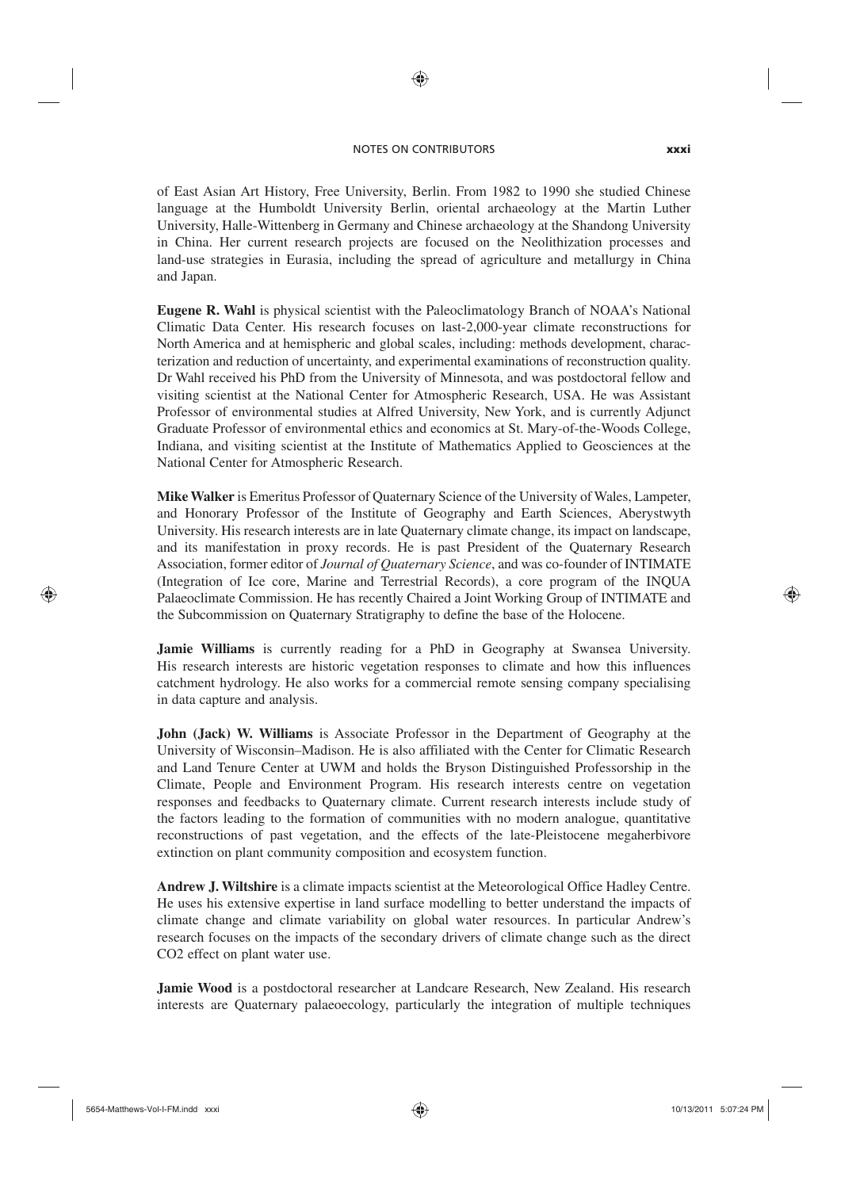of East Asian Art History, Free University, Berlin. From 1982 to 1990 she studied Chinese language at the Humboldt University Berlin, oriental archaeology at the Martin Luther University, Halle-Wittenberg in Germany and Chinese archaeology at the Shandong University in China. Her current research projects are focused on the Neolithization processes and land-use strategies in Eurasia, including the spread of agriculture and metallurgy in China and Japan.

**Eugene R. Wahl** is physical scientist with the Paleoclimatology Branch of NOAA's National Climatic Data Center. His research focuses on last-2,000-year climate reconstructions for North America and at hemispheric and global scales, including: methods development, characterization and reduction of uncertainty, and experimental examinations of reconstruction quality. Dr Wahl received his PhD from the University of Minnesota, and was postdoctoral fellow and visiting scientist at the National Center for Atmospheric Research, USA. He was Assistant Professor of environmental studies at Alfred University, New York, and is currently Adjunct Graduate Professor of environmental ethics and economics at St. Mary-of-the-Woods College, Indiana, and visiting scientist at the Institute of Mathematics Applied to Geosciences at the National Center for Atmospheric Research.

**Mike Walker** is Emeritus Professor of Quaternary Science of the University of Wales, Lampeter, and Honorary Professor of the Institute of Geography and Earth Sciences, Aberystwyth University. His research interests are in late Quaternary climate change, its impact on landscape, and its manifestation in proxy records. He is past President of the Quaternary Research Association, former editor of *Journal of Quaternary Science*, and was co-founder of INTIMATE (Integration of Ice core, Marine and Terrestrial Records), a core program of the INQUA Palaeoclimate Commission. He has recently Chaired a Joint Working Group of INTIMATE and the Subcommission on Quaternary Stratigraphy to define the base of the Holocene.

**Jamie Williams** is currently reading for a PhD in Geography at Swansea University. His research interests are historic vegetation responses to climate and how this influences catchment hydrology. He also works for a commercial remote sensing company specialising in data capture and analysis.

**John (Jack) W. Williams** is Associate Professor in the Department of Geography at the University of Wisconsin–Madison. He is also affiliated with the Center for Climatic Research and Land Tenure Center at UWM and holds the Bryson Distinguished Professorship in the Climate, People and Environment Program. His research interests centre on vegetation responses and feedbacks to Quaternary climate. Current research interests include study of the factors leading to the formation of communities with no modern analogue, quantitative reconstructions of past vegetation, and the effects of the late-Pleistocene megaherbivore extinction on plant community composition and ecosystem function.

**Andrew J. Wiltshire** is a climate impacts scientist at the Meteorological Office Hadley Centre. He uses his extensive expertise in land surface modelling to better understand the impacts of climate change and climate variability on global water resources. In particular Andrew's research focuses on the impacts of the secondary drivers of climate change such as the direct $CO_2$ effect on plant water use.

**Jamie Wood** is a postdoctoral researcher at Landcare Research, New Zealand. His research interests are Quaternary palaeoecology, particularly the integration of multiple techniques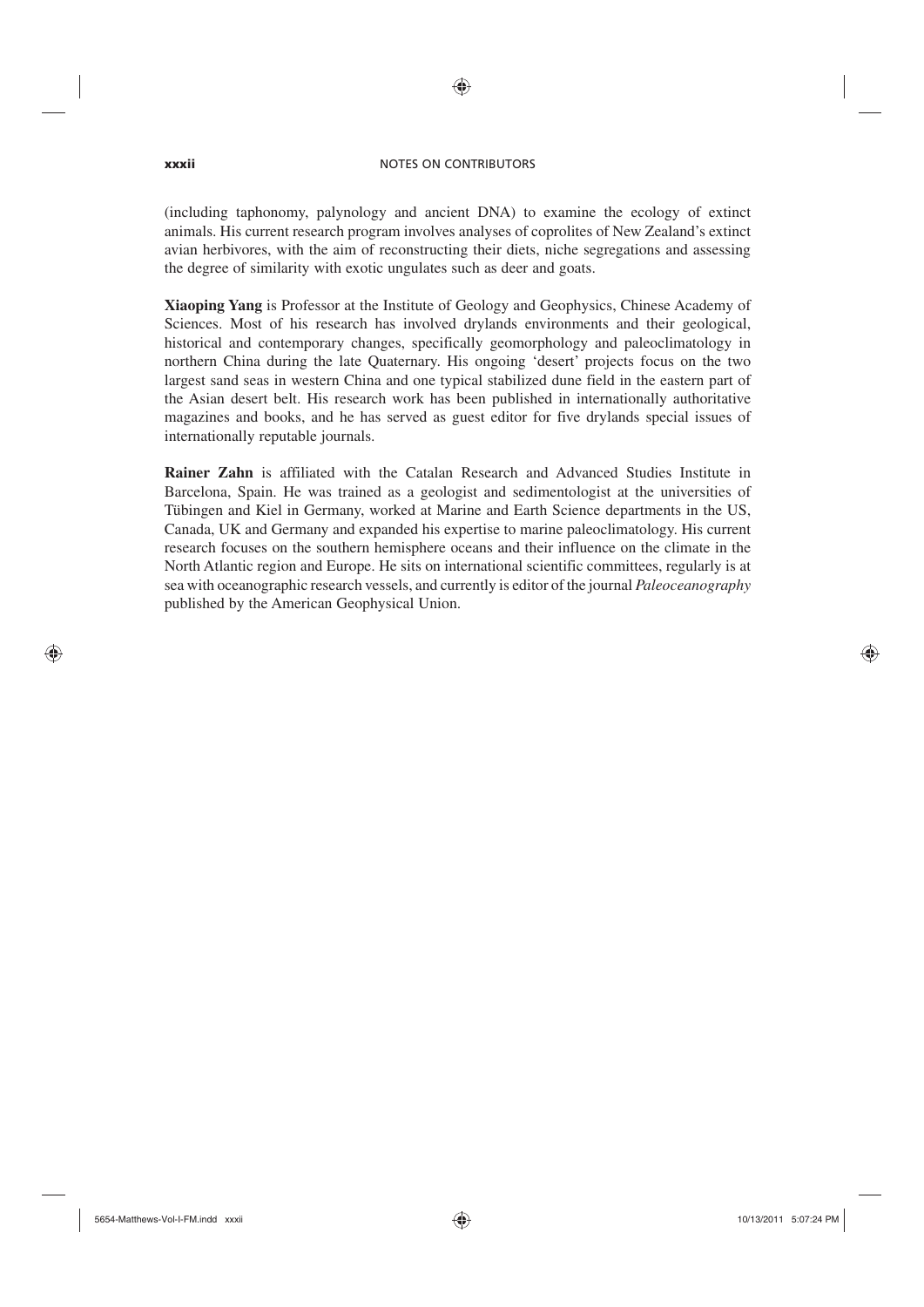(including taphonomy, palynology and ancient DNA) to examine the ecology of extinct animals. His current research program involves analyses of coprolites of New Zealand's extinct avian herbivores, with the aim of reconstructing their diets, niche segregations and assessing the degree of similarity with exotic ungulates such as deer and goats.

**Xiaoping Yang** is Professor at the Institute of Geology and Geophysics, Chinese Academy of Sciences. Most of his research has involved drylands environments and their geological, historical and contemporary changes, specifically geomorphology and paleoclimatology in northern China during the late Quaternary. His ongoing 'desert' projects focus on the two largest sand seas in western China and one typical stabilized dune field in the eastern part of the Asian desert belt. His research work has been published in internationally authoritative magazines and books, and he has served as guest editor for five drylands special issues of internationally reputable journals.

**Rainer Zahn** is affiliated with the Catalan Research and Advanced Studies Institute in Barcelona, Spain. He was trained as a geologist and sedimentologist at the universities of Tübingen and Kiel in Germany, worked at Marine and Earth Science departments in the US, Canada, UK and Germany and expanded his expertise to marine paleoclimatology. His current research focuses on the southern hemisphere oceans and their influence on the climate in the North Atlantic region and Europe. He sits on international scientific committees, regularly is at sea with oceanographic research vessels, and currently is editor of the journal *Paleoceanography* published by the American Geophysical Union.